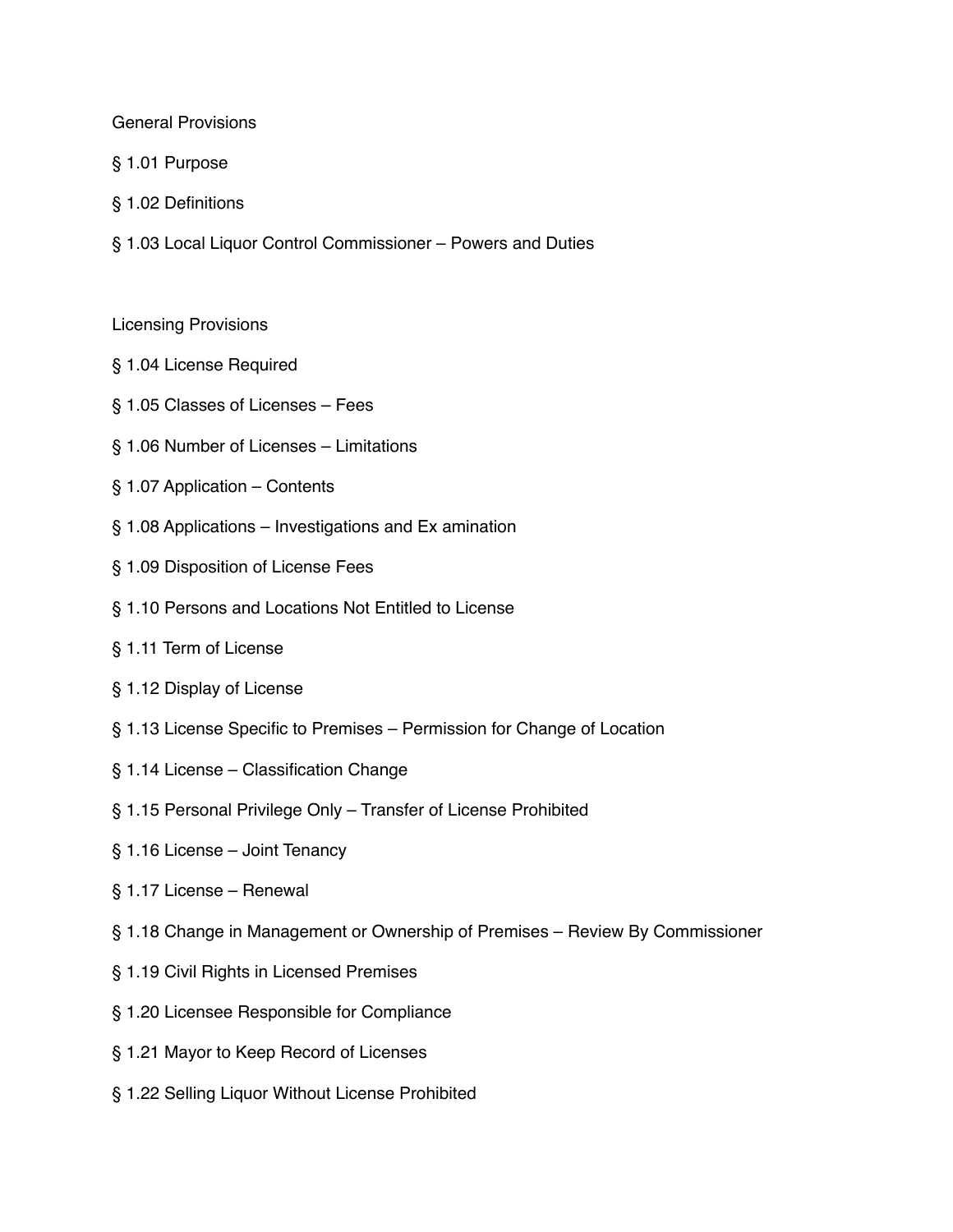General Provisions

§ 1.01 Purpose

§ 1.02 Definitions

§ 1.03 Local Liquor Control Commissioner – Powers and Duties

Licensing Provisions

§ 1.04 License Required

§ 1.05 Classes of Licenses – Fees

§ 1.06 Number of Licenses – Limitations

§ 1.07 Application – Contents

§ 1.08 Applications – Investigations and Ex amination

§ 1.09 Disposition of License Fees

§ 1.10 Persons and Locations Not Entitled to License

§ 1.11 Term of License

§ 1.12 Display of License

§ 1.13 License Specific to Premises – Permission for Change of Location

§ 1.14 License – Classification Change

§ 1.15 Personal Privilege Only – Transfer of License Prohibited

§ 1.16 License – Joint Tenancy

§ 1.17 License – Renewal

§ 1.18 Change in Management or Ownership of Premises – Review By Commissioner

§ 1.19 Civil Rights in Licensed Premises

§ 1.20 Licensee Responsible for Compliance

§ 1.21 Mayor to Keep Record of Licenses

§ 1.22 Selling Liquor Without License Prohibited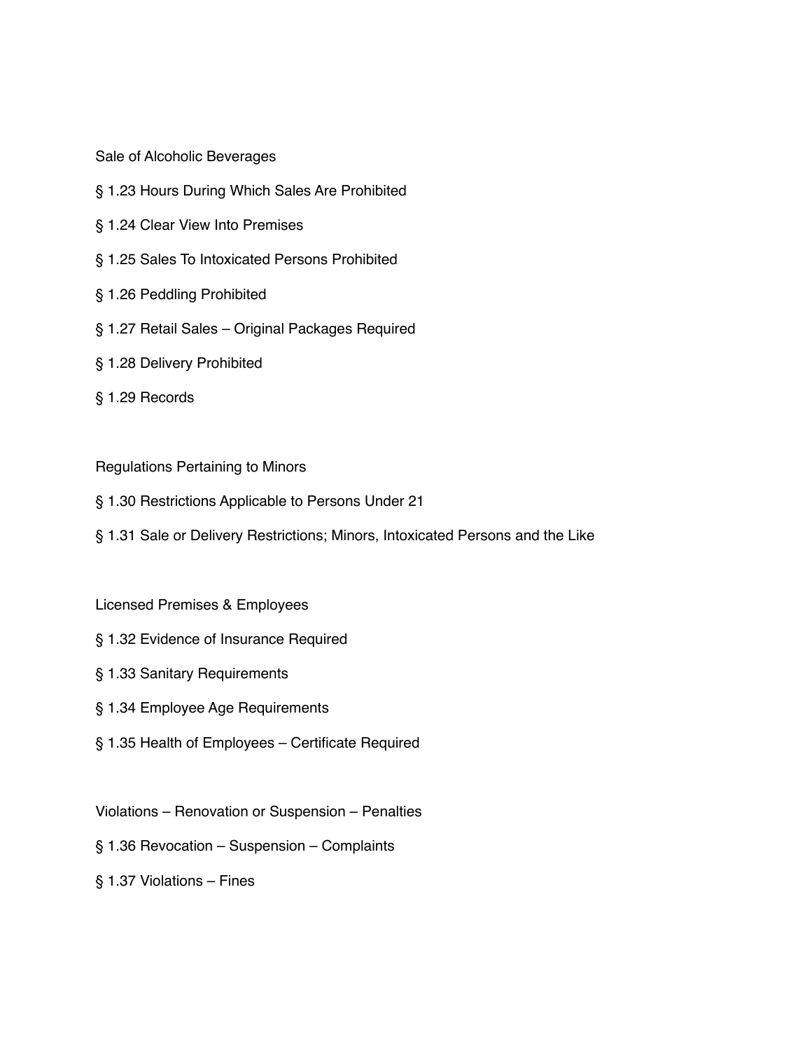Sale of Alcoholic Beverages

§ 1.23 Hours During Which Sales Are Prohibited

§ 1.24 Clear View Into Premises

§ 1.25 Sales To Intoxicated Persons Prohibited

§ 1.26 Peddling Prohibited

§ 1.27 Retail Sales – Original Packages Required

§ 1.28 Delivery Prohibited

§ 1.29 Records

Regulations Pertaining to Minors

§ 1.30 Restrictions Applicable to Persons Under 21

§ 1.31 Sale or Delivery Restrictions; Minors, Intoxicated Persons and the Like

Licensed Premises & Employees

§ 1.32 Evidence of Insurance Required

§ 1.33 Sanitary Requirements

§ 1.34 Employee Age Requirements

§ 1.35 Health of Employees – Certificate Required

Violations – Renovation or Suspension – Penalties

§ 1.36 Revocation – Suspension – Complaints

§ 1.37 Violations – Fines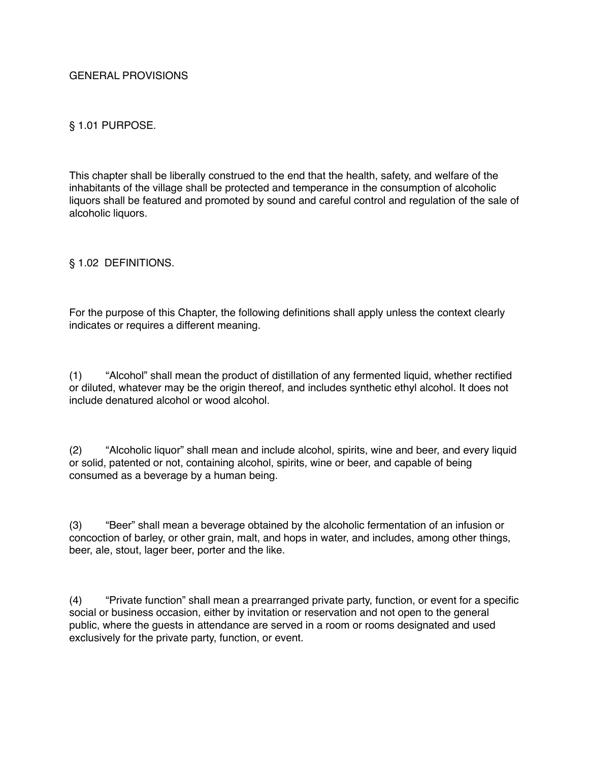# GENERAL PROVISIONS

## § 1.01 PURPOSE.

This chapter shall be liberally construed to the end that the health, safety, and welfare of the inhabitants of the village shall be protected and temperance in the consumption of alcoholic liquors shall be featured and promoted by sound and careful control and regulation of the sale of alcoholic liquors.

## § 1.02 DEFINITIONS.

For the purpose of this Chapter, the following definitions shall apply unless the context clearly indicates or requires a different meaning.

(1) "Alcohol" shall mean the product of distillation of any fermented liquid, whether rectified or diluted, whatever may be the origin thereof, and includes synthetic ethyl alcohol. It does not include denatured alcohol or wood alcohol.

(2) "Alcoholic liquor" shall mean and include alcohol, spirits, wine and beer, and every liquid or solid, patented or not, containing alcohol, spirits, wine or beer, and capable of being consumed as a beverage by a human being.

(3) "Beer" shall mean a beverage obtained by the alcoholic fermentation of an infusion or concoction of barley, or other grain, malt, and hops in water, and includes, among other things, beer, ale, stout, lager beer, porter and the like.

(4) "Private function" shall mean a prearranged private party, function, or event for a specific social or business occasion, either by invitation or reservation and not open to the general public, where the guests in attendance are served in a room or rooms designated and used exclusively for the private party, function, or event.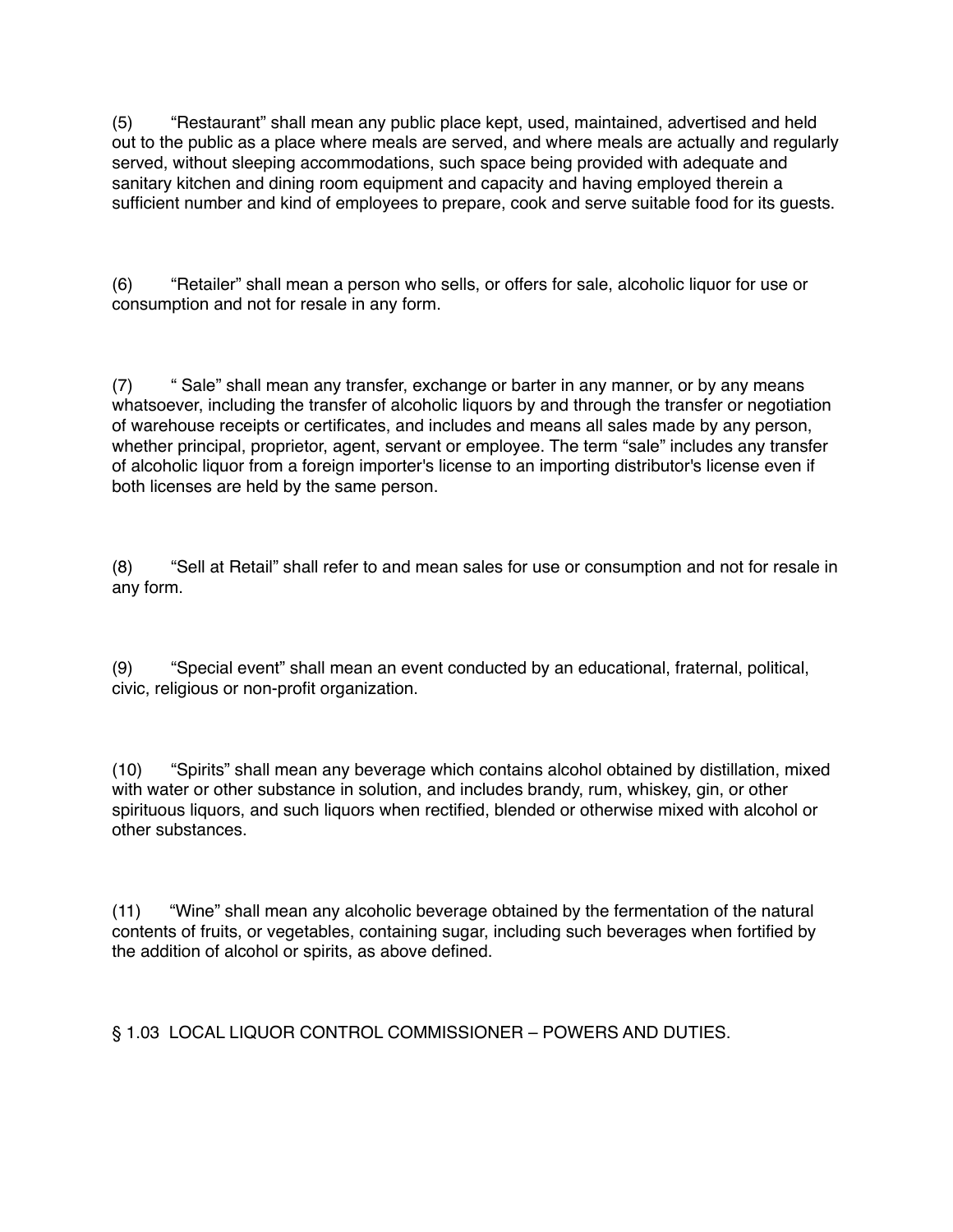(5) "Restaurant" shall mean any public place kept, used, maintained, advertised and held out to the public as a place where meals are served, and where meals are actually and regularly served, without sleeping accommodations, such space being provided with adequate and sanitary kitchen and dining room equipment and capacity and having employed therein a sufficient number and kind of employees to prepare, cook and serve suitable food for its guests.

(6) "Retailer" shall mean a person who sells, or offers for sale, alcoholic liquor for use or consumption and not for resale in any form.

(7) " Sale" shall mean any transfer, exchange or barter in any manner, or by any means whatsoever, including the transfer of alcoholic liquors by and through the transfer or negotiation of warehouse receipts or certificates, and includes and means all sales made by any person, whether principal, proprietor, agent, servant or employee. The term "sale" includes any transfer of alcoholic liquor from a foreign importer's license to an importing distributor's license even if both licenses are held by the same person.

(8) "Sell at Retail" shall refer to and mean sales for use or consumption and not for resale in any form.

(9) "Special event" shall mean an event conducted by an educational, fraternal, political, civic, religious or non-profit organization.

(10) "Spirits" shall mean any beverage which contains alcohol obtained by distillation, mixed with water or other substance in solution, and includes brandy, rum, whiskey, gin, or other spirituous liquors, and such liquors when rectified, blended or otherwise mixed with alcohol or other substances.

(11) "Wine" shall mean any alcoholic beverage obtained by the fermentation of the natural contents of fruits, or vegetables, containing sugar, including such beverages when fortified by the addition of alcohol or spirits, as above defined.

## § 1.03 LOCAL LIQUOR CONTROL COMMISSIONER – POWERS AND DUTIES.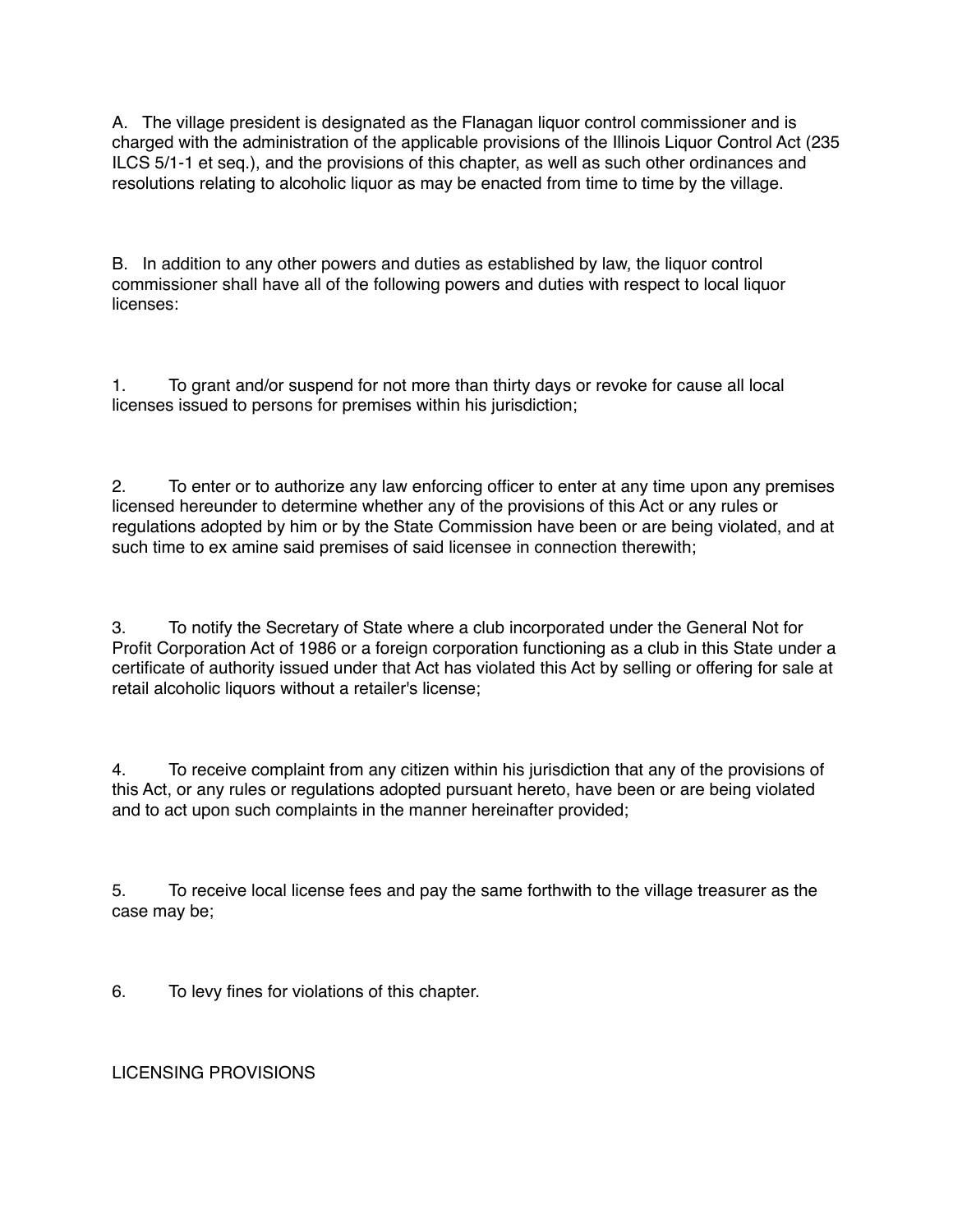A. The village president is designated as the Flanagan liquor control commissioner and is charged with the administration of the applicable provisions of the Illinois Liquor Control Act (235 ILCS 5/1-1 et seq.), and the provisions of this chapter, as well as such other ordinances and resolutions relating to alcoholic liquor as may be enacted from time to time by the village.

B. In addition to any other powers and duties as established by law, the liquor control commissioner shall have all of the following powers and duties with respect to local liquor licenses:

1. To grant and/or suspend for not more than thirty days or revoke for cause all local licenses issued to persons for premises within his jurisdiction;

2. To enter or to authorize any law enforcing officer to enter at any time upon any premises licensed hereunder to determine whether any of the provisions of this Act or any rules or regulations adopted by him or by the State Commission have been or are being violated, and at such time to ex amine said premises of said licensee in connection therewith;

3. To notify the Secretary of State where a club incorporated under the General Not for Profit Corporation Act of 1986 or a foreign corporation functioning as a club in this State under a certificate of authority issued under that Act has violated this Act by selling or offering for sale at retail alcoholic liquors without a retailer's license;

4. To receive complaint from any citizen within his jurisdiction that any of the provisions of this Act, or any rules or regulations adopted pursuant hereto, have been or are being violated and to act upon such complaints in the manner hereinafter provided;

5. To receive local license fees and pay the same forthwith to the village treasurer as the case may be;

6. To levy fines for violations of this chapter.

LICENSING PROVISIONS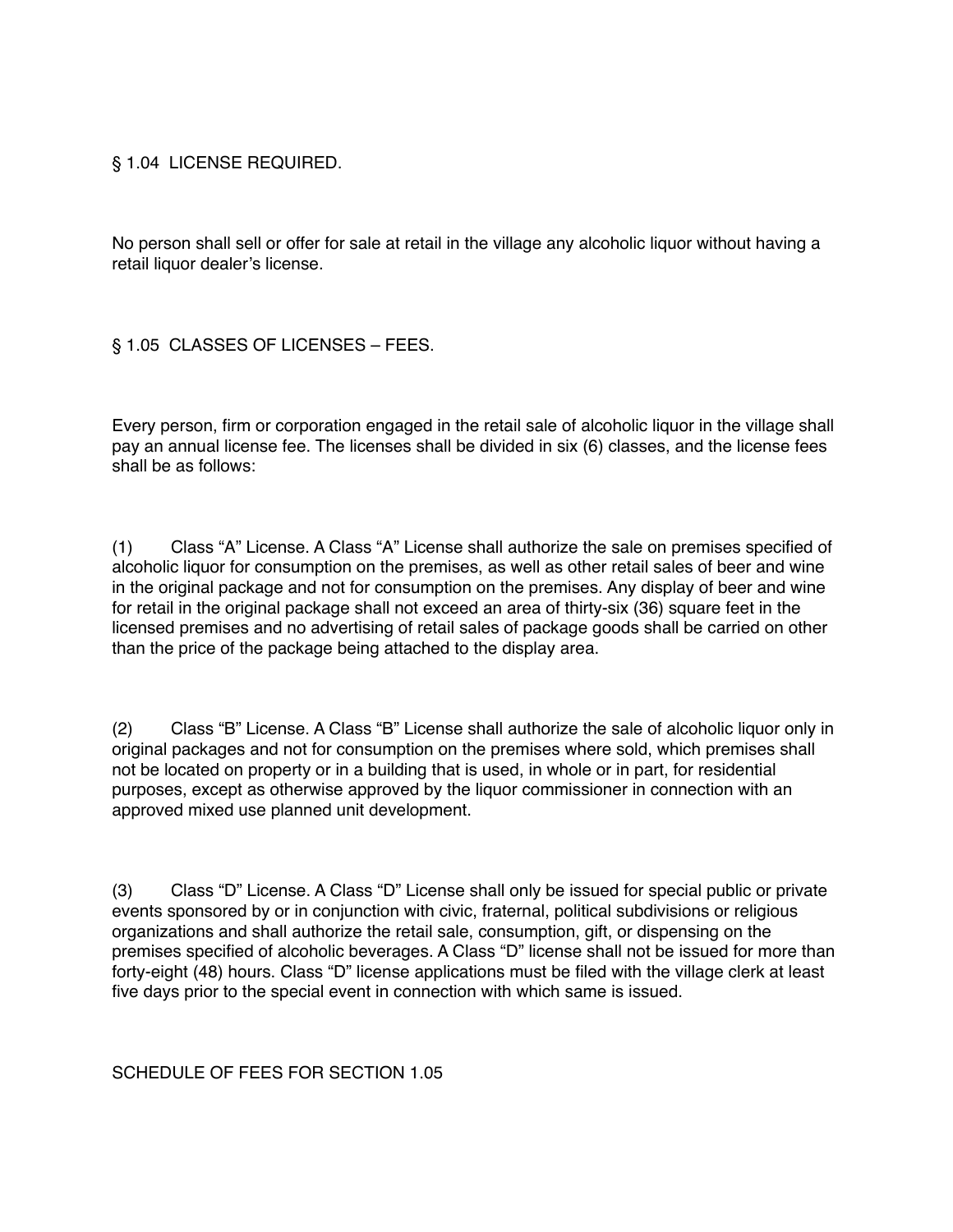## § 1.04 LICENSE REQUIRED.

No person shall sell or offer for sale at retail in the village any alcoholic liquor without having a retail liquor dealer's license.

## § 1.05 CLASSES OF LICENSES – FEES.

Every person, firm or corporation engaged in the retail sale of alcoholic liquor in the village shall pay an annual license fee. The licenses shall be divided in six (6) classes, and the license fees shall be as follows:

(1) Class "A" License. A Class "A" License shall authorize the sale on premises specified of alcoholic liquor for consumption on the premises, as well as other retail sales of beer and wine in the original package and not for consumption on the premises. Any display of beer and wine for retail in the original package shall not exceed an area of thirty-six (36) square feet in the licensed premises and no advertising of retail sales of package goods shall be carried on other than the price of the package being attached to the display area.

(2) Class "B" License. A Class "B" License shall authorize the sale of alcoholic liquor only in original packages and not for consumption on the premises where sold, which premises shall not be located on property or in a building that is used, in whole or in part, for residential purposes, except as otherwise approved by the liquor commissioner in connection with an approved mixed use planned unit development.

(3) Class "D" License. A Class "D" License shall only be issued for special public or private events sponsored by or in conjunction with civic, fraternal, political subdivisions or religious organizations and shall authorize the retail sale, consumption, gift, or dispensing on the premises specified of alcoholic beverages. A Class "D" license shall not be issued for more than forty-eight (48) hours. Class "D" license applications must be filed with the village clerk at least five days prior to the special event in connection with which same is issued.

SCHEDULE OF FEES FOR SECTION 1.05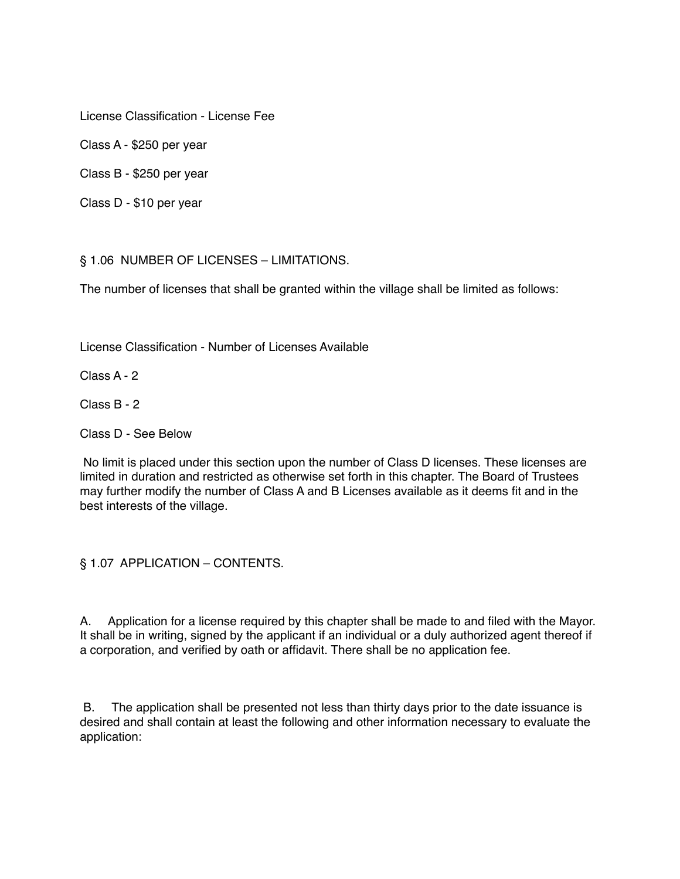License Classification - License Fee

Class A - $250 per year

Class B - $250 per year

Class D - $10 per year

## § 1.06 NUMBER OF LICENSES – LIMITATIONS.

The number of licenses that shall be granted within the village shall be limited as follows:

License Classification - Number of Licenses Available

Class A - 2

Class B - 2

Class D - See Below

No limit is placed under this section upon the number of Class D licenses. These licenses are limited in duration and restricted as otherwise set forth in this chapter. The Board of Trustees may further modify the number of Class A and B Licenses available as it deems fit and in the best interests of the village.

## § 1.07 APPLICATION – CONTENTS.

A. Application for a license required by this chapter shall be made to and filed with the Mayor. It shall be in writing, signed by the applicant if an individual or a duly authorized agent thereof if a corporation, and verified by oath or affidavit. There shall be no application fee.

B. The application shall be presented not less than thirty days prior to the date issuance is desired and shall contain at least the following and other information necessary to evaluate the application: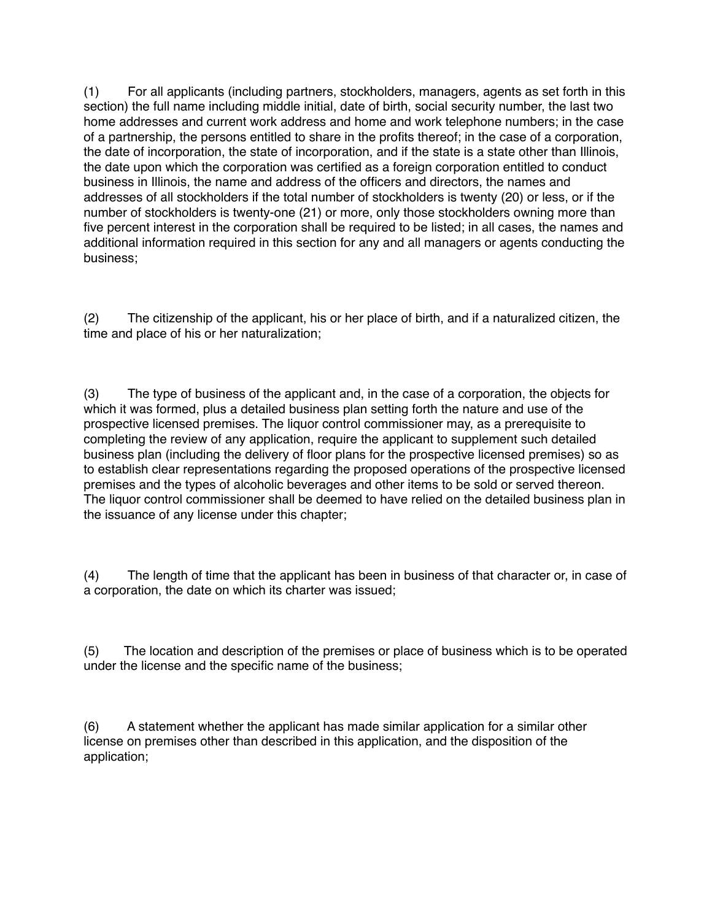(1) For all applicants (including partners, stockholders, managers, agents as set forth in this section) the full name including middle initial, date of birth, social security number, the last two home addresses and current work address and home and work telephone numbers; in the case of a partnership, the persons entitled to share in the profits thereof; in the case of a corporation, the date of incorporation, the state of incorporation, and if the state is a state other than Illinois, the date upon which the corporation was certified as a foreign corporation entitled to conduct business in Illinois, the name and address of the officers and directors, the names and addresses of all stockholders if the total number of stockholders is twenty (20) or less, or if the number of stockholders is twenty-one (21) or more, only those stockholders owning more than five percent interest in the corporation shall be required to be listed; in all cases, the names and additional information required in this section for any and all managers or agents conducting the business;

(2) The citizenship of the applicant, his or her place of birth, and if a naturalized citizen, the time and place of his or her naturalization;

(3) The type of business of the applicant and, in the case of a corporation, the objects for which it was formed, plus a detailed business plan setting forth the nature and use of the prospective licensed premises. The liquor control commissioner may, as a prerequisite to completing the review of any application, require the applicant to supplement such detailed business plan (including the delivery of floor plans for the prospective licensed premises) so as to establish clear representations regarding the proposed operations of the prospective licensed premises and the types of alcoholic beverages and other items to be sold or served thereon. The liquor control commissioner shall be deemed to have relied on the detailed business plan in the issuance of any license under this chapter;

(4) The length of time that the applicant has been in business of that character or, in case of a corporation, the date on which its charter was issued;

(5) The location and description of the premises or place of business which is to be operated under the license and the specific name of the business;

(6) A statement whether the applicant has made similar application for a similar other license on premises other than described in this application, and the disposition of the application;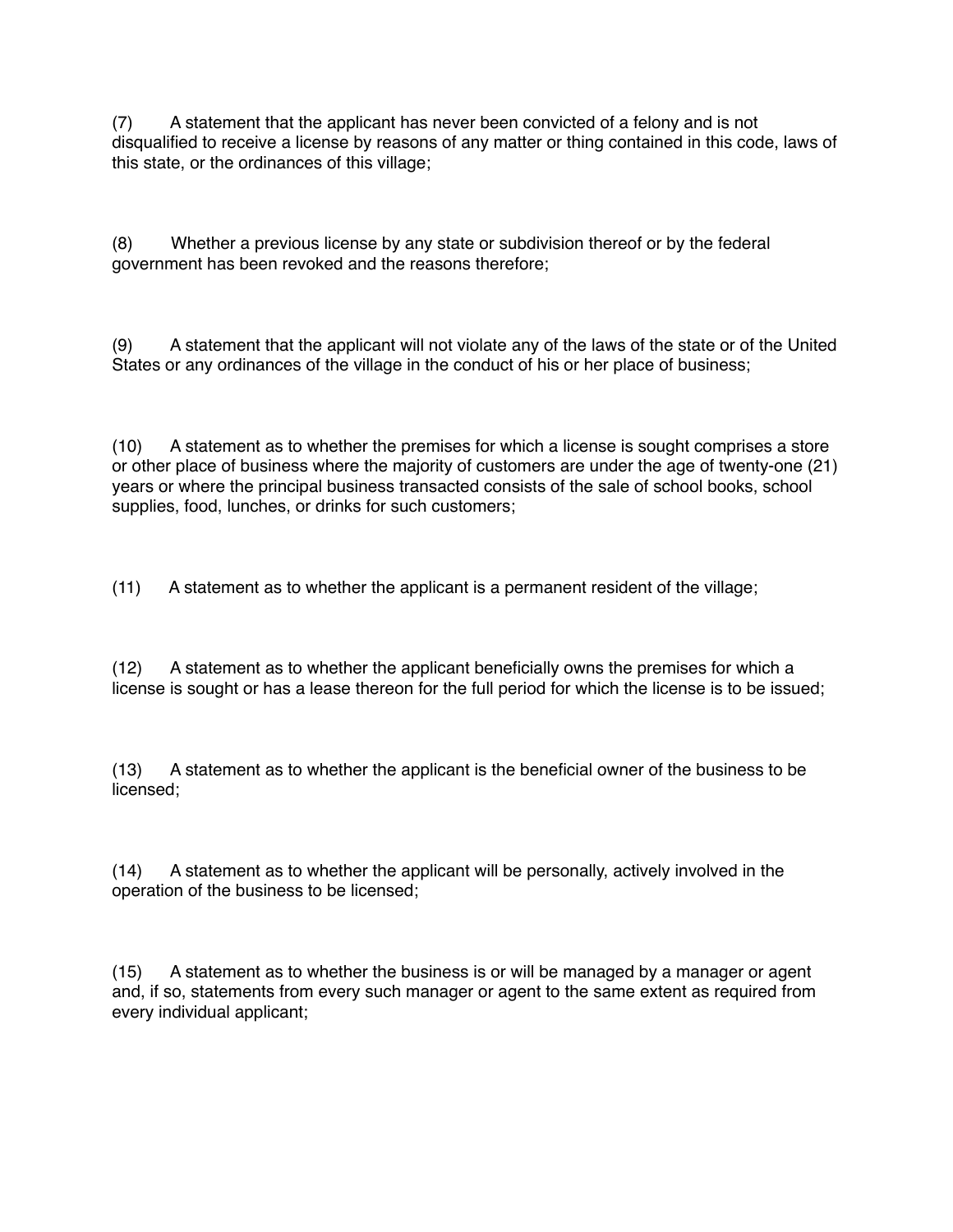(7) A statement that the applicant has never been convicted of a felony and is not disqualified to receive a license by reasons of any matter or thing contained in this code, laws of this state, or the ordinances of this village;

(8) Whether a previous license by any state or subdivision thereof or by the federal government has been revoked and the reasons therefore;

(9) A statement that the applicant will not violate any of the laws of the state or of the United States or any ordinances of the village in the conduct of his or her place of business;

(10) A statement as to whether the premises for which a license is sought comprises a store or other place of business where the majority of customers are under the age of twenty-one (21) years or where the principal business transacted consists of the sale of school books, school supplies, food, lunches, or drinks for such customers;

(11) A statement as to whether the applicant is a permanent resident of the village;

(12) A statement as to whether the applicant beneficially owns the premises for which a license is sought or has a lease thereon for the full period for which the license is to be issued;

(13) A statement as to whether the applicant is the beneficial owner of the business to be licensed;

(14) A statement as to whether the applicant will be personally, actively involved in the operation of the business to be licensed;

(15) A statement as to whether the business is or will be managed by a manager or agent and, if so, statements from every such manager or agent to the same extent as required from every individual applicant;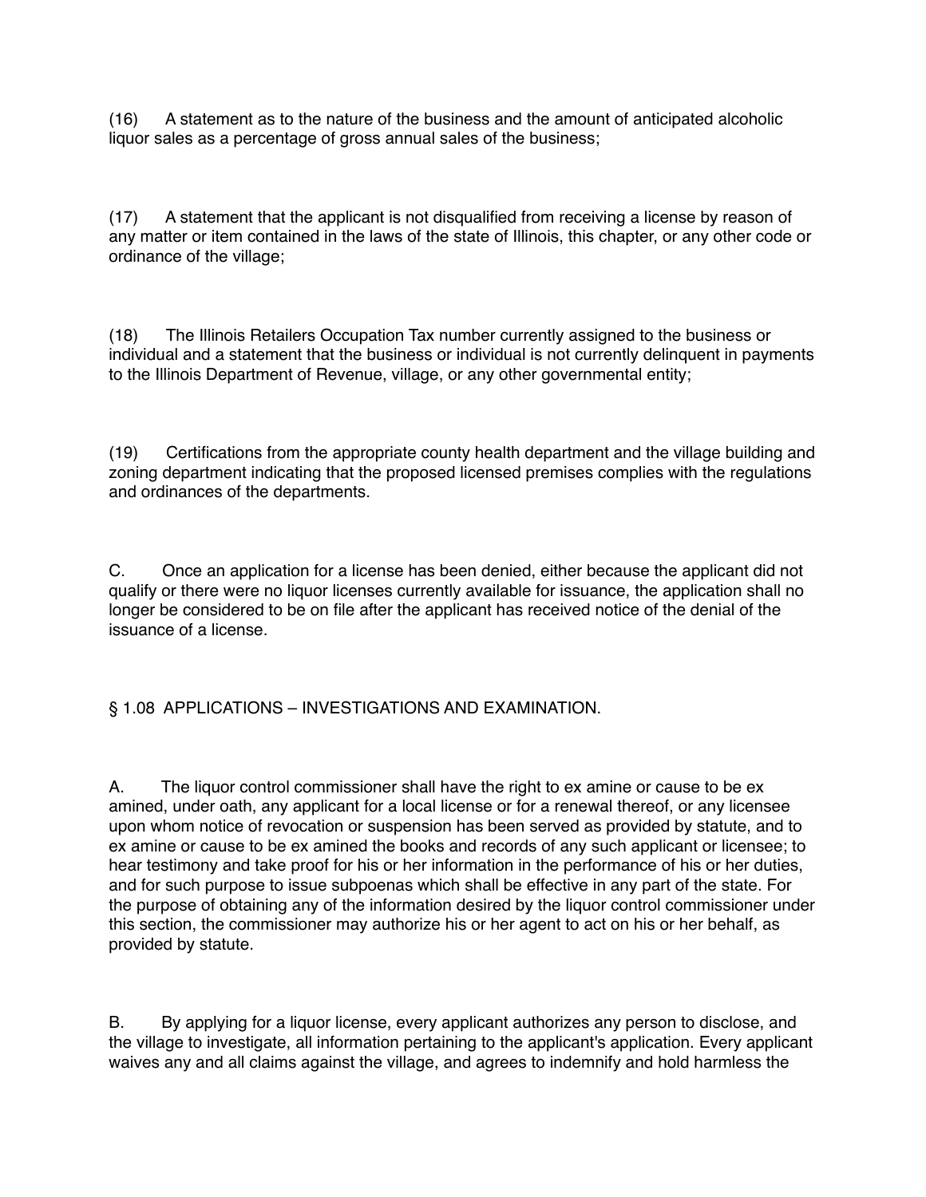(16) A statement as to the nature of the business and the amount of anticipated alcoholic liquor sales as a percentage of gross annual sales of the business;

(17) A statement that the applicant is not disqualified from receiving a license by reason of any matter or item contained in the laws of the state of Illinois, this chapter, or any other code or ordinance of the village;

(18) The Illinois Retailers Occupation Tax number currently assigned to the business or individual and a statement that the business or individual is not currently delinquent in payments to the Illinois Department of Revenue, village, or any other governmental entity;

(19) Certifications from the appropriate county health department and the village building and zoning department indicating that the proposed licensed premises complies with the regulations and ordinances of the departments.

C. Once an application for a license has been denied, either because the applicant did not qualify or there were no liquor licenses currently available for issuance, the application shall no longer be considered to be on file after the applicant has received notice of the denial of the issuance of a license.

## § 1.08 APPLICATIONS – INVESTIGATIONS AND EXAMINATION.

A. The liquor control commissioner shall have the right to ex amine or cause to be ex amined, under oath, any applicant for a local license or for a renewal thereof, or any licensee upon whom notice of revocation or suspension has been served as provided by statute, and to ex amine or cause to be ex amined the books and records of any such applicant or licensee; to hear testimony and take proof for his or her information in the performance of his or her duties, and for such purpose to issue subpoenas which shall be effective in any part of the state. For the purpose of obtaining any of the information desired by the liquor control commissioner under this section, the commissioner may authorize his or her agent to act on his or her behalf, as provided by statute.

B. By applying for a liquor license, every applicant authorizes any person to disclose, and the village to investigate, all information pertaining to the applicant's application. Every applicant waives any and all claims against the village, and agrees to indemnify and hold harmless the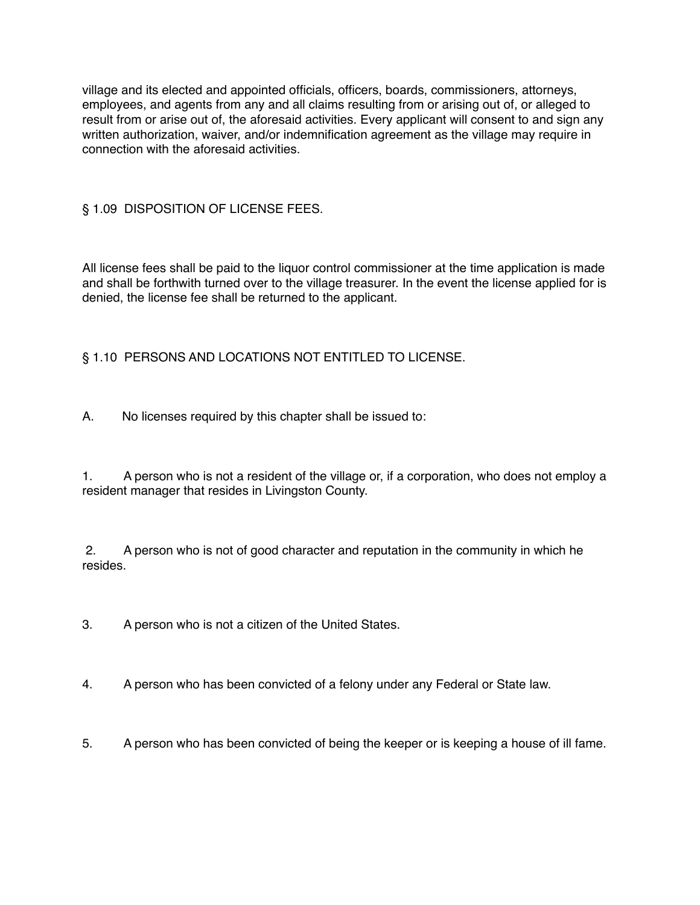village and its elected and appointed officials, officers, boards, commissioners, attorneys, employees, and agents from any and all claims resulting from or arising out of, or alleged to result from or arise out of, the aforesaid activities. Every applicant will consent to and sign any written authorization, waiver, and/or indemnification agreement as the village may require in connection with the aforesaid activities.

## § 1.09 DISPOSITION OF LICENSE FEES.

All license fees shall be paid to the liquor control commissioner at the time application is made and shall be forthwith turned over to the village treasurer. In the event the license applied for is denied, the license fee shall be returned to the applicant.

## § 1.10 PERSONS AND LOCATIONS NOT ENTITLED TO LICENSE.

A. No licenses required by this chapter shall be issued to:

1. A person who is not a resident of the village or, if a corporation, who does not employ a resident manager that resides in Livingston County.

2. A person who is not of good character and reputation in the community in which he resides.

3. A person who is not a citizen of the United States.

4. A person who has been convicted of a felony under any Federal or State law.

5. A person who has been convicted of being the keeper or is keeping a house of ill fame.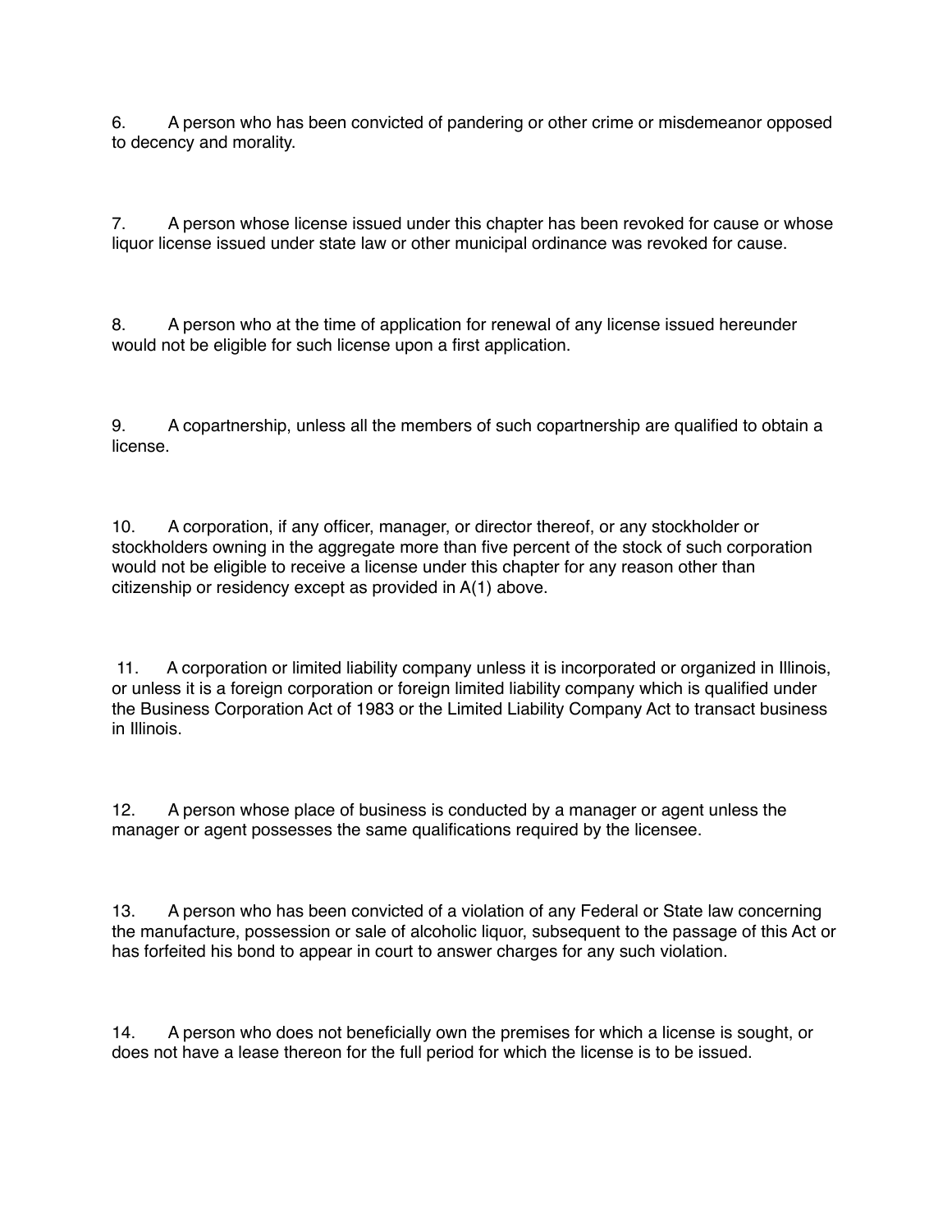6. A person who has been convicted of pandering or other crime or misdemeanor opposed to decency and morality.

7. A person whose license issued under this chapter has been revoked for cause or whose liquor license issued under state law or other municipal ordinance was revoked for cause.

8. A person who at the time of application for renewal of any license issued hereunder would not be eligible for such license upon a first application.

9. A copartnership, unless all the members of such copartnership are qualified to obtain a license.

10. A corporation, if any officer, manager, or director thereof, or any stockholder or stockholders owning in the aggregate more than five percent of the stock of such corporation would not be eligible to receive a license under this chapter for any reason other than citizenship or residency except as provided in A(1) above.

11. A corporation or limited liability company unless it is incorporated or organized in Illinois, or unless it is a foreign corporation or foreign limited liability company which is qualified under the Business Corporation Act of 1983 or the Limited Liability Company Act to transact business in Illinois.

12. A person whose place of business is conducted by a manager or agent unless the manager or agent possesses the same qualifications required by the licensee.

13. A person who has been convicted of a violation of any Federal or State law concerning the manufacture, possession or sale of alcoholic liquor, subsequent to the passage of this Act or has forfeited his bond to appear in court to answer charges for any such violation.

14. A person who does not beneficially own the premises for which a license is sought, or does not have a lease thereon for the full period for which the license is to be issued.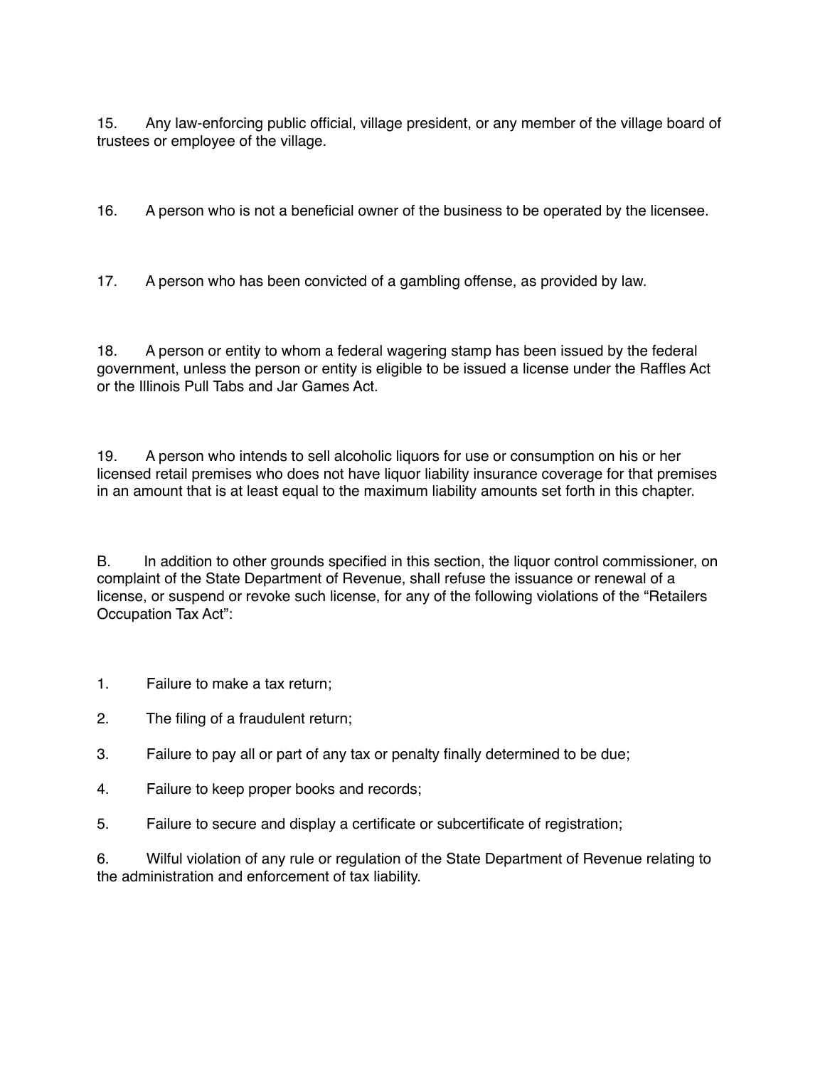15. Any law-enforcing public official, village president, or any member of the village board of trustees or employee of the village.

16. A person who is not a beneficial owner of the business to be operated by the licensee.

17. A person who has been convicted of a gambling offense, as provided by law.

18. A person or entity to whom a federal wagering stamp has been issued by the federal government, unless the person or entity is eligible to be issued a license under the Raffles Act or the Illinois Pull Tabs and Jar Games Act.

19. A person who intends to sell alcoholic liquors for use or consumption on his or her licensed retail premises who does not have liquor liability insurance coverage for that premises in an amount that is at least equal to the maximum liability amounts set forth in this chapter.

B. In addition to other grounds specified in this section, the liquor control commissioner, on complaint of the State Department of Revenue, shall refuse the issuance or renewal of a license, or suspend or revoke such license, for any of the following violations of the "Retailers Occupation Tax Act":

1. Failure to make a tax return;
2. The filing of a fraudulent return;
3. Failure to pay all or part of any tax or penalty finally determined to be due;
4. Failure to keep proper books and records;
5. Failure to secure and display a certificate or subcertificate of registration;
6. Wilful violation of any rule or regulation of the State Department of Revenue relating to the administration and enforcement of tax liability.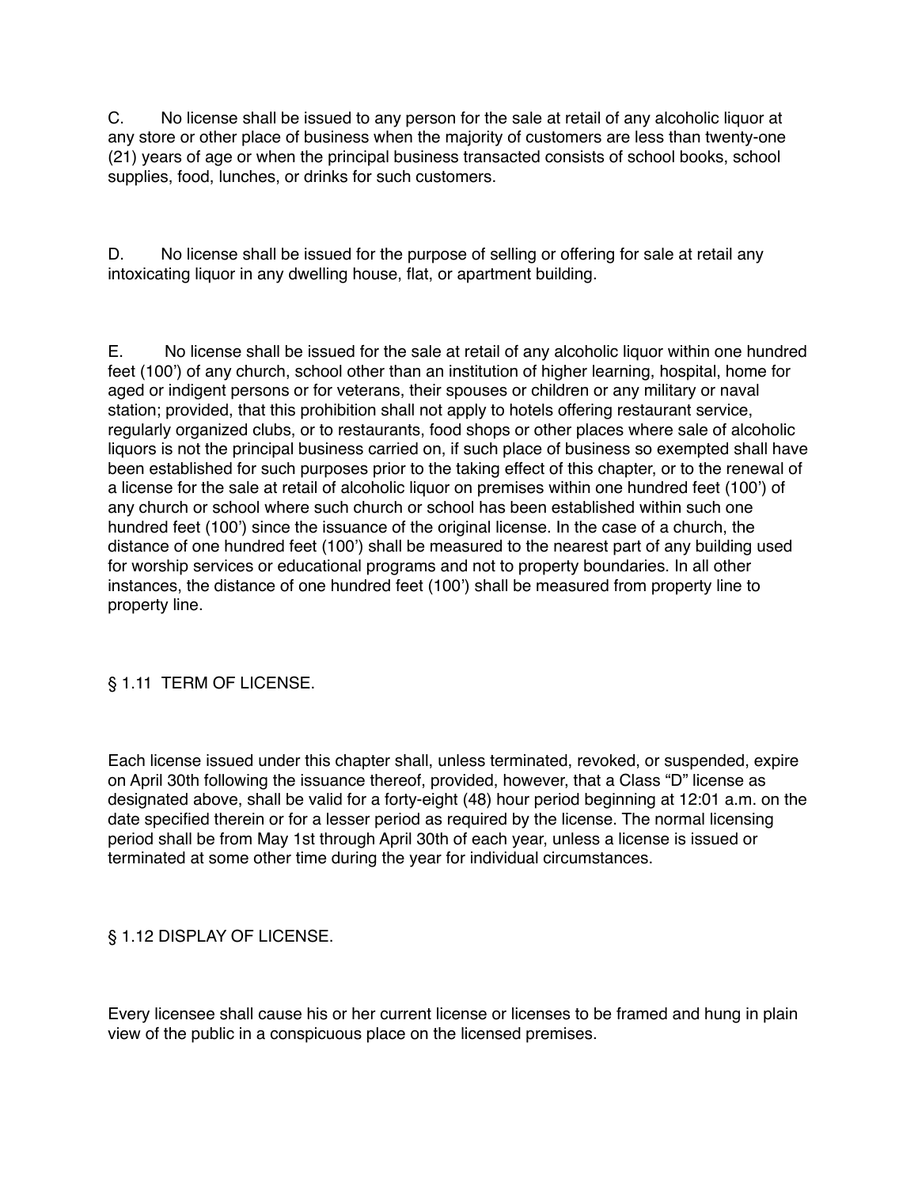C. No license shall be issued to any person for the sale at retail of any alcoholic liquor at any store or other place of business when the majority of customers are less than twenty-one (21) years of age or when the principal business transacted consists of school books, school supplies, food, lunches, or drinks for such customers.

D. No license shall be issued for the purpose of selling or offering for sale at retail any intoxicating liquor in any dwelling house, flat, or apartment building.

E. No license shall be issued for the sale at retail of any alcoholic liquor within one hundred feet (100') of any church, school other than an institution of higher learning, hospital, home for aged or indigent persons or for veterans, their spouses or children or any military or naval station; provided, that this prohibition shall not apply to hotels offering restaurant service, regularly organized clubs, or to restaurants, food shops or other places where sale of alcoholic liquors is not the principal business carried on, if such place of business so exempted shall have been established for such purposes prior to the taking effect of this chapter, or to the renewal of a license for the sale at retail of alcoholic liquor on premises within one hundred feet (100') of any church or school where such church or school has been established within such one hundred feet (100') since the issuance of the original license. In the case of a church, the distance of one hundred feet (100') shall be measured to the nearest part of any building used for worship services or educational programs and not to property boundaries. In all other instances, the distance of one hundred feet (100') shall be measured from property line to property line.

## § 1.11 TERM OF LICENSE.

Each license issued under this chapter shall, unless terminated, revoked, or suspended, expire on April 30th following the issuance thereof, provided, however, that a Class "D" license as designated above, shall be valid for a forty-eight (48) hour period beginning at 12:01 a.m. on the date specified therein or for a lesser period as required by the license. The normal licensing period shall be from May 1st through April 30th of each year, unless a license is issued or terminated at some other time during the year for individual circumstances.

## § 1.12 DISPLAY OF LICENSE.

Every licensee shall cause his or her current license or licenses to be framed and hung in plain view of the public in a conspicuous place on the licensed premises.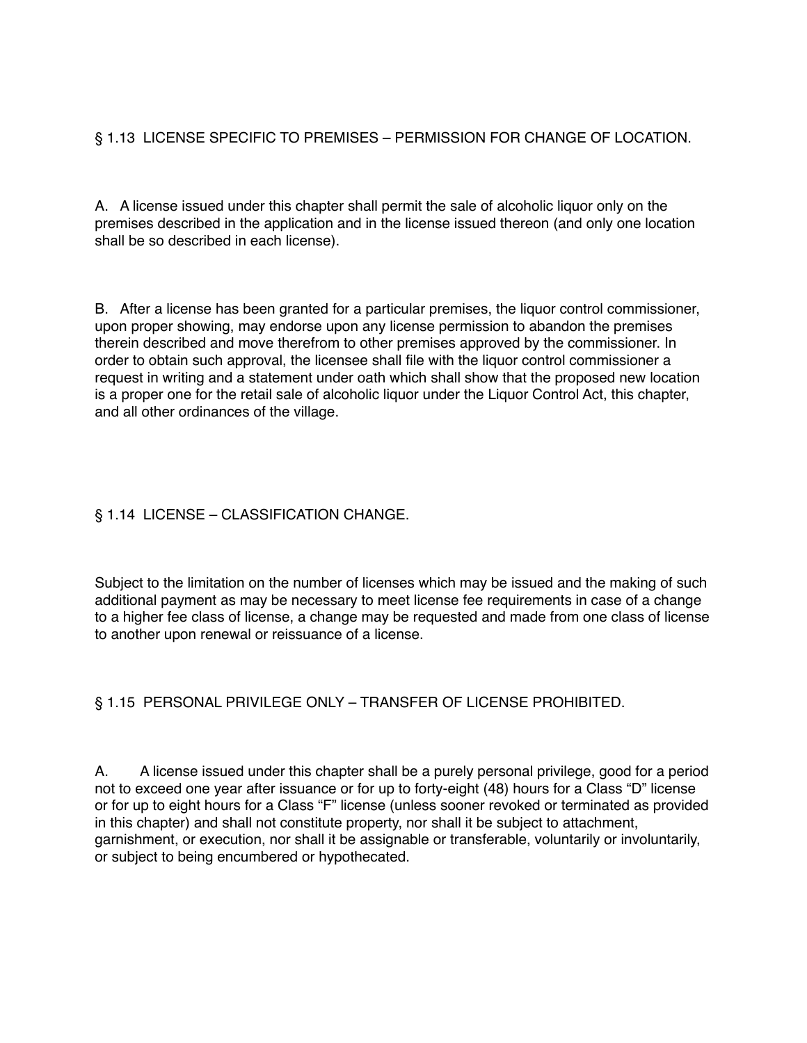## § 1.13 LICENSE SPECIFIC TO PREMISES – PERMISSION FOR CHANGE OF LOCATION.

A. A license issued under this chapter shall permit the sale of alcoholic liquor only on the premises described in the application and in the license issued thereon (and only one location shall be so described in each license).

B. After a license has been granted for a particular premises, the liquor control commissioner, upon proper showing, may endorse upon any license permission to abandon the premises therein described and move therefrom to other premises approved by the commissioner. In order to obtain such approval, the licensee shall file with the liquor control commissioner a request in writing and a statement under oath which shall show that the proposed new location is a proper one for the retail sale of alcoholic liquor under the Liquor Control Act, this chapter, and all other ordinances of the village.

## § 1.14 LICENSE – CLASSIFICATION CHANGE.

Subject to the limitation on the number of licenses which may be issued and the making of such additional payment as may be necessary to meet license fee requirements in case of a change to a higher fee class of license, a change may be requested and made from one class of license to another upon renewal or reissuance of a license.

## § 1.15 PERSONAL PRIVILEGE ONLY – TRANSFER OF LICENSE PROHIBITED.

A. A license issued under this chapter shall be a purely personal privilege, good for a period not to exceed one year after issuance or for up to forty-eight (48) hours for a Class "D" license or for up to eight hours for a Class "F" license (unless sooner revoked or terminated as provided in this chapter) and shall not constitute property, nor shall it be subject to attachment, garnishment, or execution, nor shall it be assignable or transferable, voluntarily or involuntarily, or subject to being encumbered or hypothecated.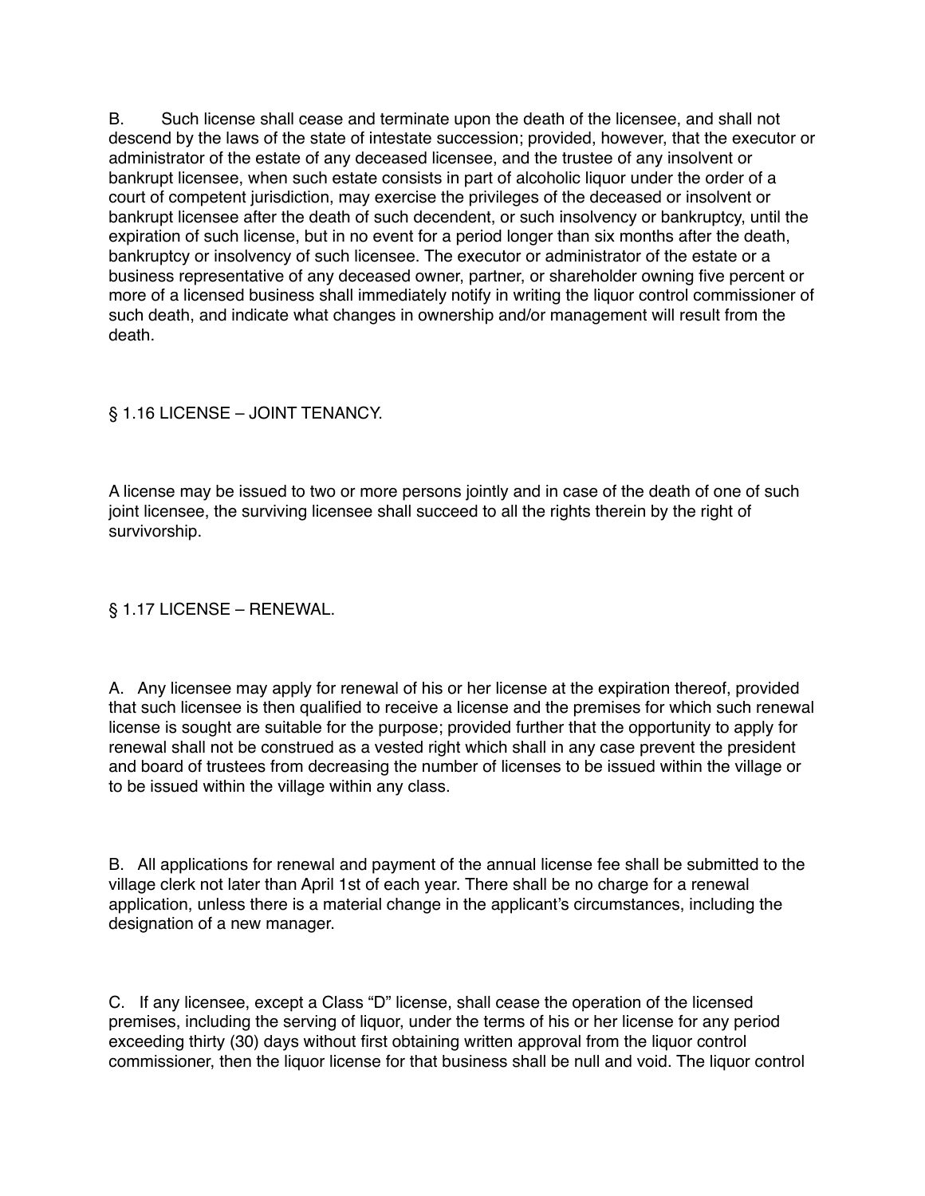B. Such license shall cease and terminate upon the death of the licensee, and shall not descend by the laws of the state of intestate succession; provided, however, that the executor or administrator of the estate of any deceased licensee, and the trustee of any insolvent or bankrupt licensee, when such estate consists in part of alcoholic liquor under the order of a court of competent jurisdiction, may exercise the privileges of the deceased or insolvent or bankrupt licensee after the death of such decendent, or such insolvency or bankruptcy, until the expiration of such license, but in no event for a period longer than six months after the death, bankruptcy or insolvency of such licensee. The executor or administrator of the estate or a business representative of any deceased owner, partner, or shareholder owning five percent or more of a licensed business shall immediately notify in writing the liquor control commissioner of such death, and indicate what changes in ownership and/or management will result from the death.

## § 1.16 LICENSE – JOINT TENANCY.

A license may be issued to two or more persons jointly and in case of the death of one of such joint licensee, the surviving licensee shall succeed to all the rights therein by the right of survivorship.

## § 1.17 LICENSE – RENEWAL.

A. Any licensee may apply for renewal of his or her license at the expiration thereof, provided that such licensee is then qualified to receive a license and the premises for which such renewal license is sought are suitable for the purpose; provided further that the opportunity to apply for renewal shall not be construed as a vested right which shall in any case prevent the president and board of trustees from decreasing the number of licenses to be issued within the village or to be issued within the village within any class.

B. All applications for renewal and payment of the annual license fee shall be submitted to the village clerk not later than April 1st of each year. There shall be no charge for a renewal application, unless there is a material change in the applicant's circumstances, including the designation of a new manager.

C. If any licensee, except a Class "D" license, shall cease the operation of the licensed premises, including the serving of liquor, under the terms of his or her license for any period exceeding thirty (30) days without first obtaining written approval from the liquor control commissioner, then the liquor license for that business shall be null and void. The liquor control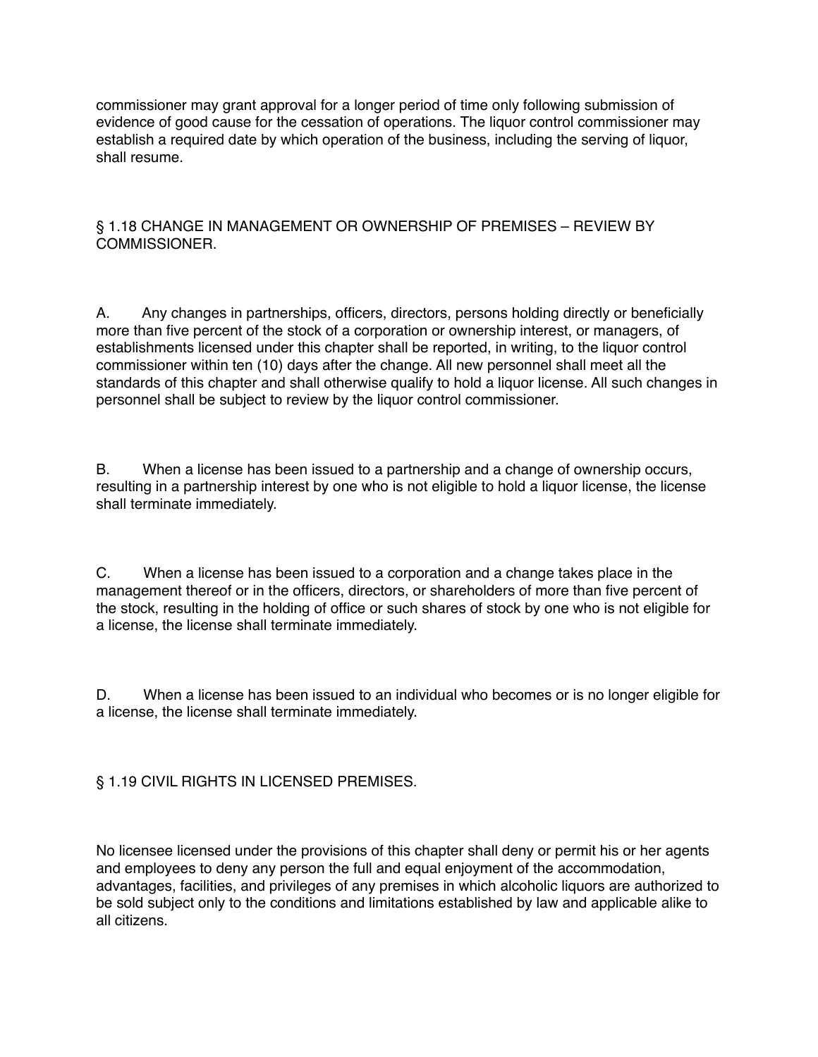commissioner may grant approval for a longer period of time only following submission of evidence of good cause for the cessation of operations. The liquor control commissioner may establish a required date by which operation of the business, including the serving of liquor, shall resume.

## § 1.18 CHANGE IN MANAGEMENT OR OWNERSHIP OF PREMISES – REVIEW BY COMMISSIONER.

A. Any changes in partnerships, officers, directors, persons holding directly or beneficially more than five percent of the stock of a corporation or ownership interest, or managers, of establishments licensed under this chapter shall be reported, in writing, to the liquor control commissioner within ten (10) days after the change. All new personnel shall meet all the standards of this chapter and shall otherwise qualify to hold a liquor license. All such changes in personnel shall be subject to review by the liquor control commissioner.

B. When a license has been issued to a partnership and a change of ownership occurs, resulting in a partnership interest by one who is not eligible to hold a liquor license, the license shall terminate immediately.

C. When a license has been issued to a corporation and a change takes place in the management thereof or in the officers, directors, or shareholders of more than five percent of the stock, resulting in the holding of office or such shares of stock by one who is not eligible for a license, the license shall terminate immediately.

D. When a license has been issued to an individual who becomes or is no longer eligible for a license, the license shall terminate immediately.

## § 1.19 CIVIL RIGHTS IN LICENSED PREMISES.

No licensee licensed under the provisions of this chapter shall deny or permit his or her agents and employees to deny any person the full and equal enjoyment of the accommodation, advantages, facilities, and privileges of any premises in which alcoholic liquors are authorized to be sold subject only to the conditions and limitations established by law and applicable alike to all citizens.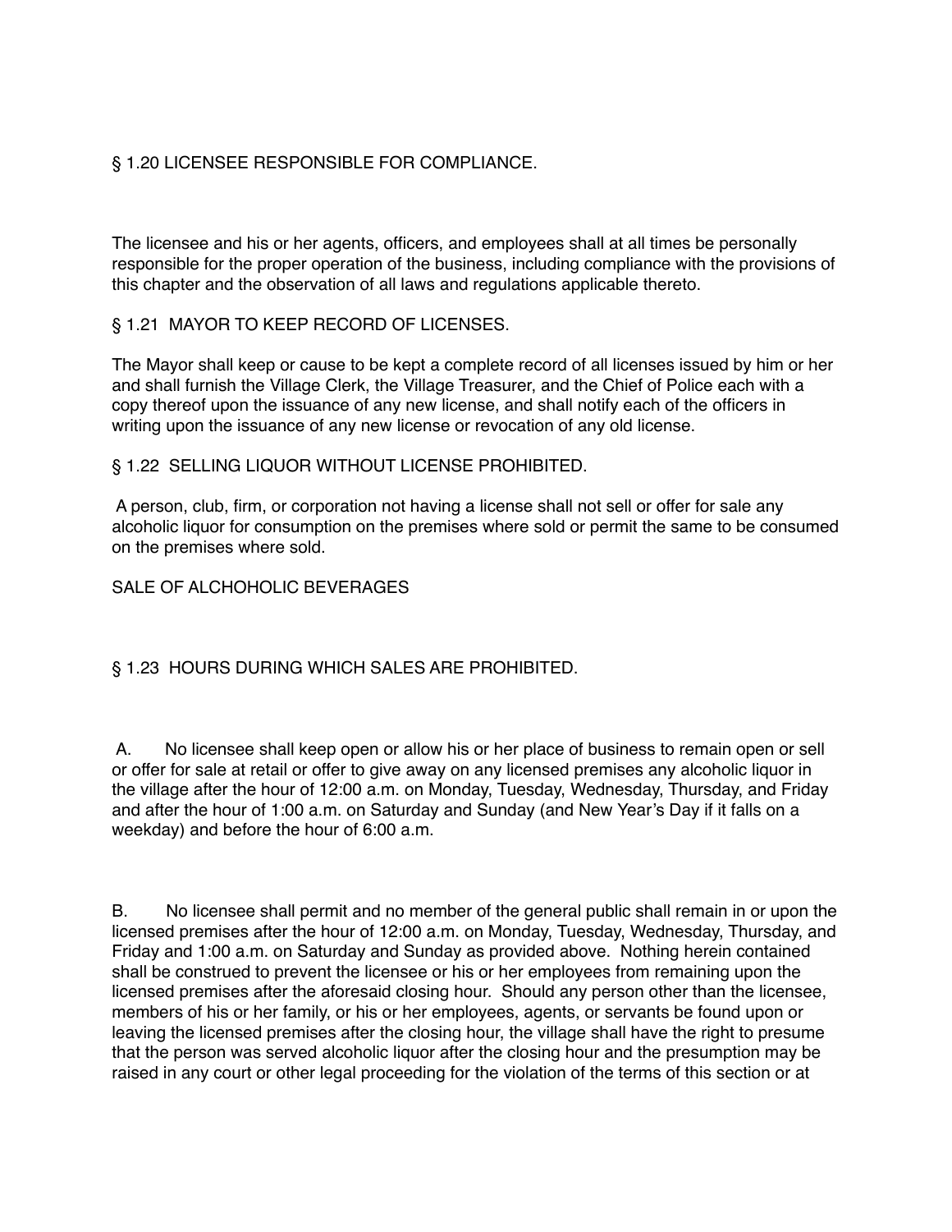### § 1.20 LICENSEE RESPONSIBLE FOR COMPLIANCE.

The licensee and his or her agents, officers, and employees shall at all times be personally responsible for the proper operation of the business, including compliance with the provisions of this chapter and the observation of all laws and regulations applicable thereto.

### § 1.21 MAYOR TO KEEP RECORD OF LICENSES.

The Mayor shall keep or cause to be kept a complete record of all licenses issued by him or her and shall furnish the Village Clerk, the Village Treasurer, and the Chief of Police each with a copy thereof upon the issuance of any new license, and shall notify each of the officers in writing upon the issuance of any new license or revocation of any old license.

### § 1.22 SELLING LIQUOR WITHOUT LICENSE PROHIBITED.

A person, club, firm, or corporation not having a license shall not sell or offer for sale any alcoholic liquor for consumption on the premises where sold or permit the same to be consumed on the premises where sold.

## SALE OF ALCHOHOLIC BEVERAGES

### § 1.23 HOURS DURING WHICH SALES ARE PROHIBITED.

A. No licensee shall keep open or allow his or her place of business to remain open or sell or offer for sale at retail or offer to give away on any licensed premises any alcoholic liquor in the village after the hour of 12:00 a.m. on Monday, Tuesday, Wednesday, Thursday, and Friday and after the hour of 1:00 a.m. on Saturday and Sunday (and New Year's Day if it falls on a weekday) and before the hour of 6:00 a.m.

B. No licensee shall permit and no member of the general public shall remain in or upon the licensed premises after the hour of 12:00 a.m. on Monday, Tuesday, Wednesday, Thursday, and Friday and 1:00 a.m. on Saturday and Sunday as provided above. Nothing herein contained shall be construed to prevent the licensee or his or her employees from remaining upon the licensed premises after the aforesaid closing hour. Should any person other than the licensee, members of his or her family, or his or her employees, agents, or servants be found upon or leaving the licensed premises after the closing hour, the village shall have the right to presume that the person was served alcoholic liquor after the closing hour and the presumption may be raised in any court or other legal proceeding for the violation of the terms of this section or at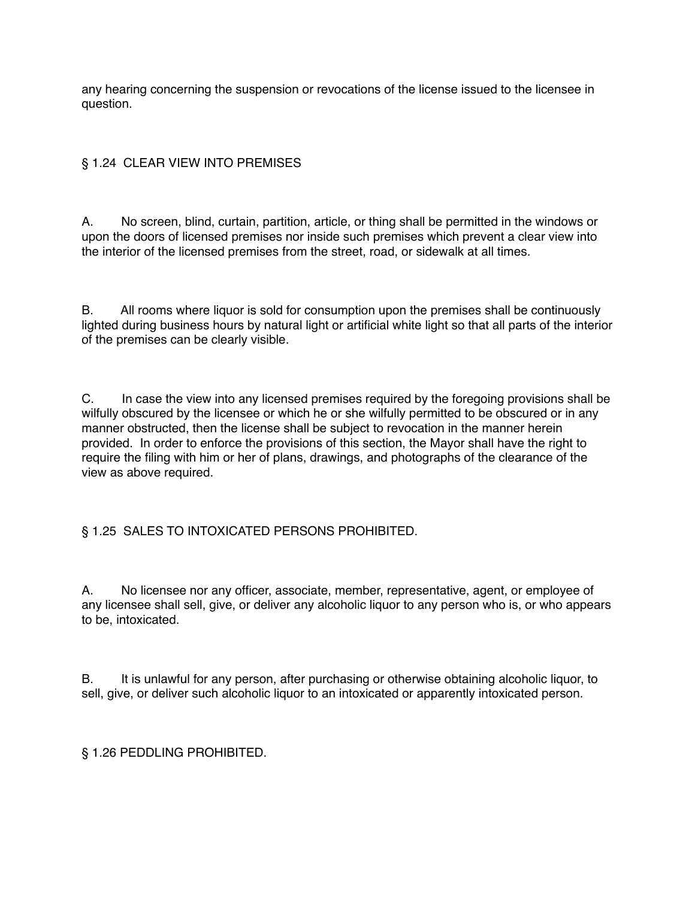any hearing concerning the suspension or revocations of the license issued to the licensee in question.

## § 1.24 CLEAR VIEW INTO PREMISES

A. No screen, blind, curtain, partition, article, or thing shall be permitted in the windows or upon the doors of licensed premises nor inside such premises which prevent a clear view into the interior of the licensed premises from the street, road, or sidewalk at all times.

B. All rooms where liquor is sold for consumption upon the premises shall be continuously lighted during business hours by natural light or artificial white light so that all parts of the interior of the premises can be clearly visible.

C. In case the view into any licensed premises required by the foregoing provisions shall be wilfully obscured by the licensee or which he or she wilfully permitted to be obscured or in any manner obstructed, then the license shall be subject to revocation in the manner herein provided. In order to enforce the provisions of this section, the Mayor shall have the right to require the filing with him or her of plans, drawings, and photographs of the clearance of the view as above required.

## § 1.25 SALES TO INTOXICATED PERSONS PROHIBITED.

A. No licensee nor any officer, associate, member, representative, agent, or employee of any licensee shall sell, give, or deliver any alcoholic liquor to any person who is, or who appears to be, intoxicated.

B. It is unlawful for any person, after purchasing or otherwise obtaining alcoholic liquor, to sell, give, or deliver such alcoholic liquor to an intoxicated or apparently intoxicated person.

## § 1.26 PEDDLING PROHIBITED.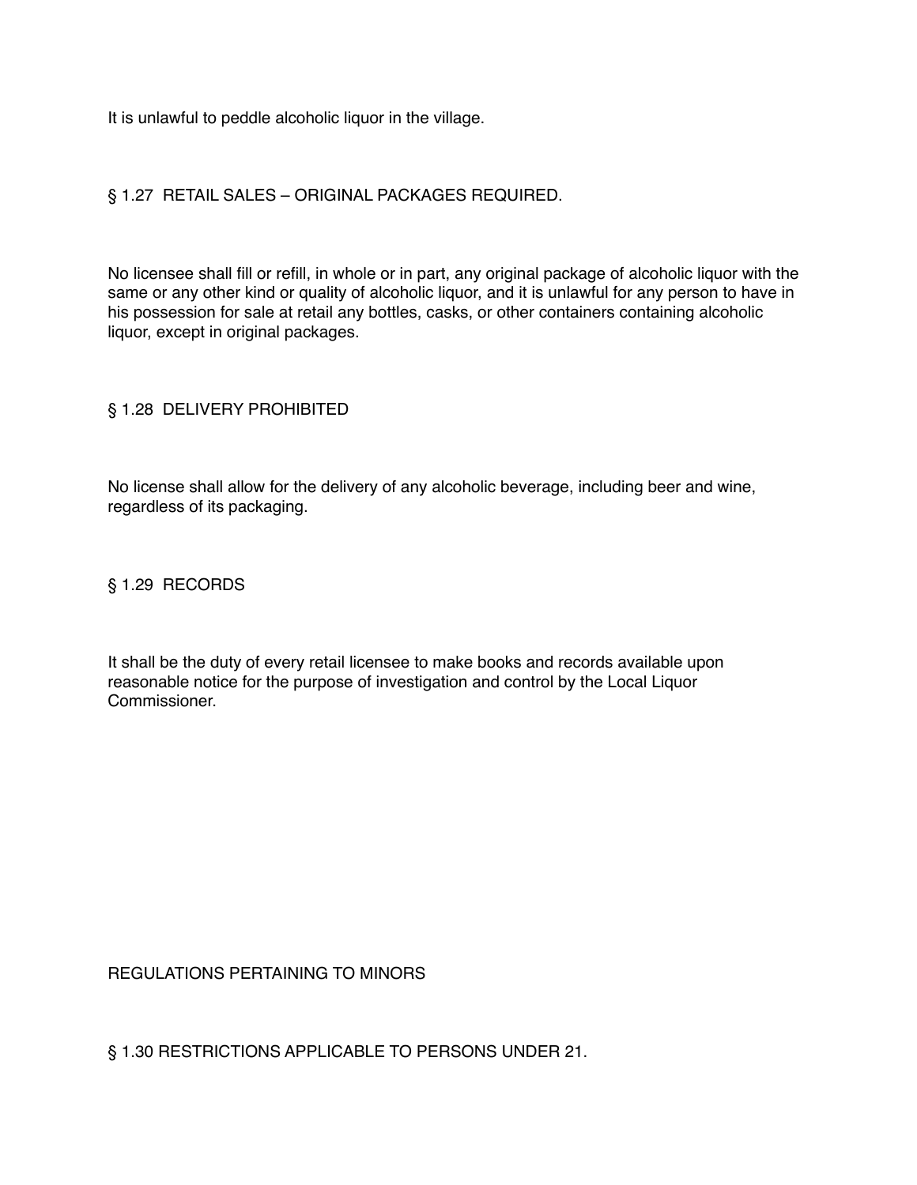It is unlawful to peddle alcoholic liquor in the village.

## § 1.27 RETAIL SALES – ORIGINAL PACKAGES REQUIRED.

No licensee shall fill or refill, in whole or in part, any original package of alcoholic liquor with the same or any other kind or quality of alcoholic liquor, and it is unlawful for any person to have in his possession for sale at retail any bottles, casks, or other containers containing alcoholic liquor, except in original packages.

## § 1.28 DELIVERY PROHIBITED

No license shall allow for the delivery of any alcoholic beverage, including beer and wine, regardless of its packaging.

## § 1.29 RECORDS

It shall be the duty of every retail licensee to make books and records available upon reasonable notice for the purpose of investigation and control by the Local Liquor Commissioner.

# REGULATIONS PERTAINING TO MINORS

## § 1.30 RESTRICTIONS APPLICABLE TO PERSONS UNDER 21.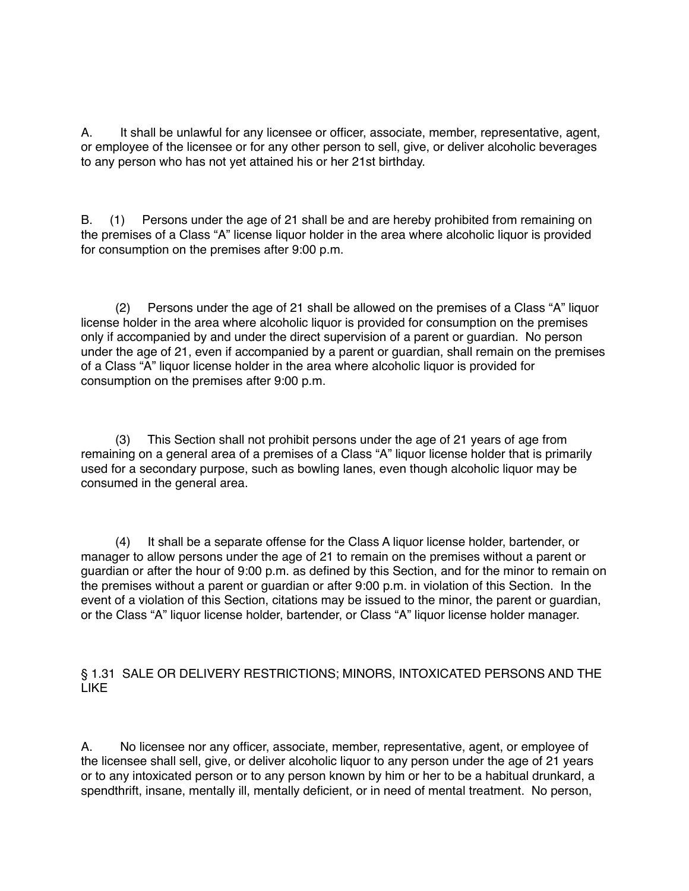A. It shall be unlawful for any licensee or officer, associate, member, representative, agent, or employee of the licensee or for any other person to sell, give, or deliver alcoholic beverages to any person who has not yet attained his or her 21st birthday.

B. (1) Persons under the age of 21 shall be and are hereby prohibited from remaining on the premises of a Class "A" license liquor holder in the area where alcoholic liquor is provided for consumption on the premises after 9:00 p.m.

(2) Persons under the age of 21 shall be allowed on the premises of a Class "A" liquor license holder in the area where alcoholic liquor is provided for consumption on the premises only if accompanied by and under the direct supervision of a parent or guardian. No person under the age of 21, even if accompanied by a parent or guardian, shall remain on the premises of a Class "A" liquor license holder in the area where alcoholic liquor is provided for consumption on the premises after 9:00 p.m.

(3) This Section shall not prohibit persons under the age of 21 years of age from remaining on a general area of a premises of a Class "A" liquor license holder that is primarily used for a secondary purpose, such as bowling lanes, even though alcoholic liquor may be consumed in the general area.

(4) It shall be a separate offense for the Class A liquor license holder, bartender, or manager to allow persons under the age of 21 to remain on the premises without a parent or guardian or after the hour of 9:00 p.m. as defined by this Section, and for the minor to remain on the premises without a parent or guardian or after 9:00 p.m. in violation of this Section. In the event of a violation of this Section, citations may be issued to the minor, the parent or guardian, or the Class "A" liquor license holder, bartender, or Class "A" liquor license holder manager.

## § 1.31 SALE OR DELIVERY RESTRICTIONS; MINORS, INTOXICATED PERSONS AND THE LIKE

A. No licensee nor any officer, associate, member, representative, agent, or employee of the licensee shall sell, give, or deliver alcoholic liquor to any person under the age of 21 years or to any intoxicated person or to any person known by him or her to be a habitual drunkard, a spendthrift, insane, mentally ill, mentally deficient, or in need of mental treatment. No person,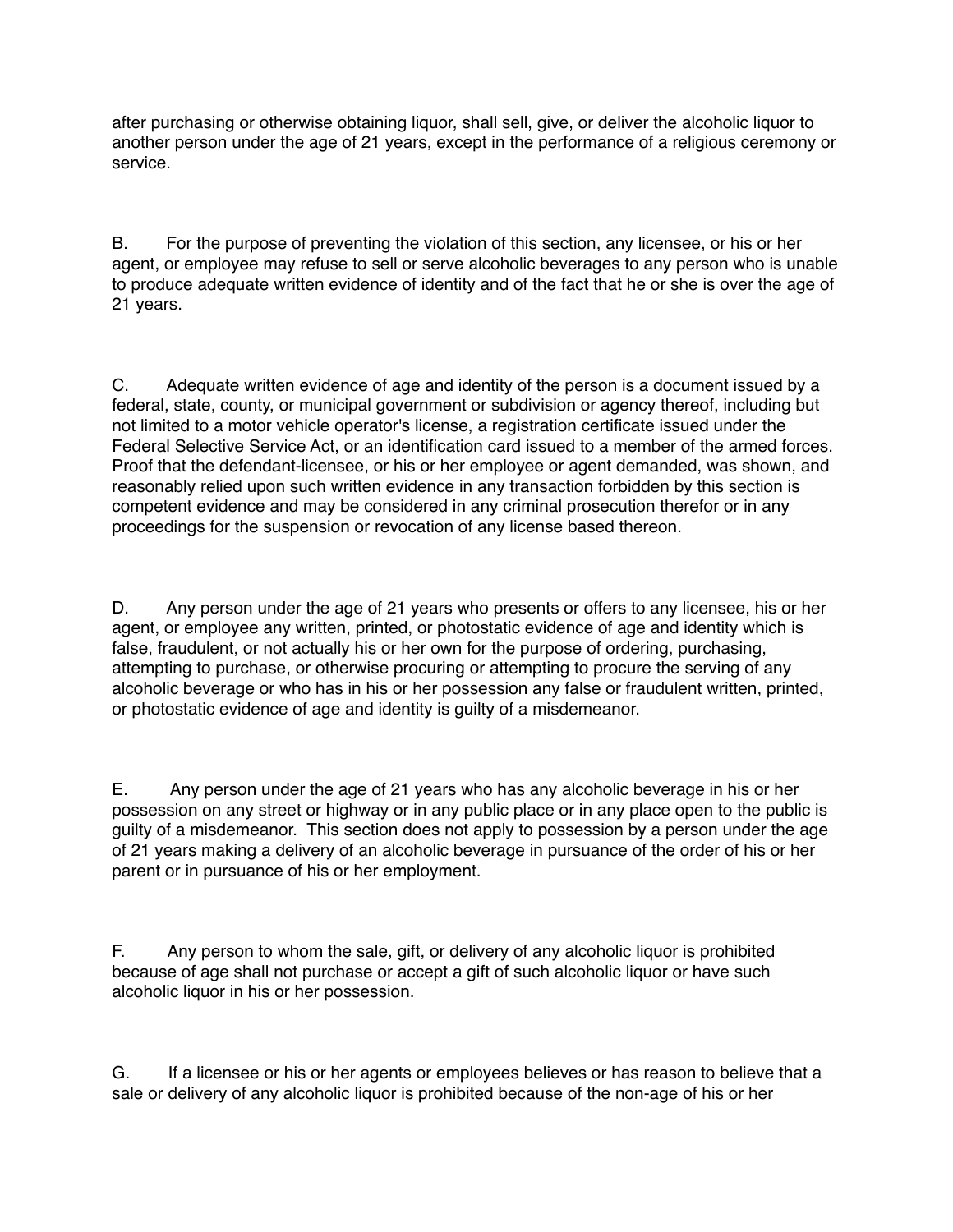after purchasing or otherwise obtaining liquor, shall sell, give, or deliver the alcoholic liquor to another person under the age of 21 years, except in the performance of a religious ceremony or service.

B. For the purpose of preventing the violation of this section, any licensee, or his or her agent, or employee may refuse to sell or serve alcoholic beverages to any person who is unable to produce adequate written evidence of identity and of the fact that he or she is over the age of 21 years.

C. Adequate written evidence of age and identity of the person is a document issued by a federal, state, county, or municipal government or subdivision or agency thereof, including but not limited to a motor vehicle operator's license, a registration certificate issued under the Federal Selective Service Act, or an identification card issued to a member of the armed forces. Proof that the defendant-licensee, or his or her employee or agent demanded, was shown, and reasonably relied upon such written evidence in any transaction forbidden by this section is competent evidence and may be considered in any criminal prosecution therefor or in any proceedings for the suspension or revocation of any license based thereon.

D. Any person under the age of 21 years who presents or offers to any licensee, his or her agent, or employee any written, printed, or photostatic evidence of age and identity which is false, fraudulent, or not actually his or her own for the purpose of ordering, purchasing, attempting to purchase, or otherwise procuring or attempting to procure the serving of any alcoholic beverage or who has in his or her possession any false or fraudulent written, printed, or photostatic evidence of age and identity is guilty of a misdemeanor.

E. Any person under the age of 21 years who has any alcoholic beverage in his or her possession on any street or highway or in any public place or in any place open to the public is guilty of a misdemeanor. This section does not apply to possession by a person under the age of 21 years making a delivery of an alcoholic beverage in pursuance of the order of his or her parent or in pursuance of his or her employment.

F. Any person to whom the sale, gift, or delivery of any alcoholic liquor is prohibited because of age shall not purchase or accept a gift of such alcoholic liquor or have such alcoholic liquor in his or her possession.

G. If a licensee or his or her agents or employees believes or has reason to believe that a sale or delivery of any alcoholic liquor is prohibited because of the non-age of his or her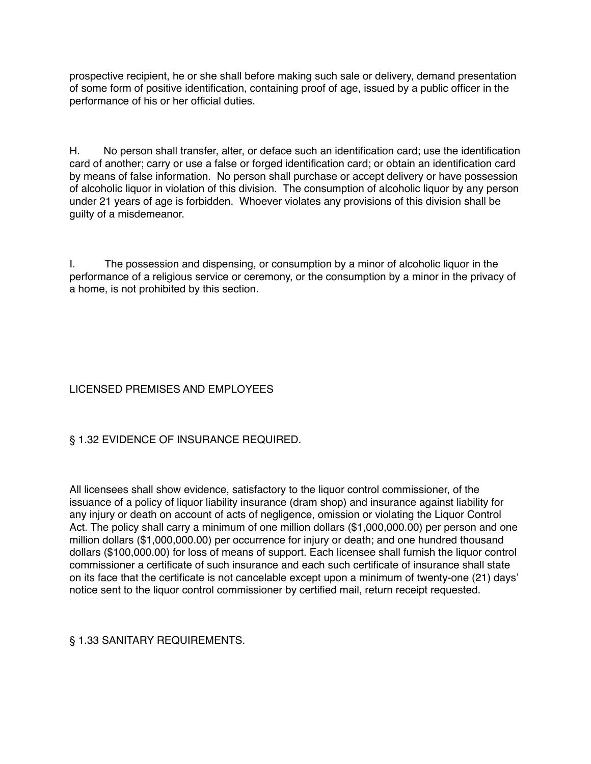prospective recipient, he or she shall before making such sale or delivery, demand presentation of some form of positive identification, containing proof of age, issued by a public officer in the performance of his or her official duties.

H. No person shall transfer, alter, or deface such an identification card; use the identification card of another; carry or use a false or forged identification card; or obtain an identification card by means of false information. No person shall purchase or accept delivery or have possession of alcoholic liquor in violation of this division. The consumption of alcoholic liquor by any person under 21 years of age is forbidden. Whoever violates any provisions of this division shall be guilty of a misdemeanor.

I. The possession and dispensing, or consumption by a minor of alcoholic liquor in the performance of a religious service or ceremony, or the consumption by a minor in the privacy of a home, is not prohibited by this section.

## LICENSED PREMISES AND EMPLOYEES

### § 1.32 EVIDENCE OF INSURANCE REQUIRED.

All licensees shall show evidence, satisfactory to the liquor control commissioner, of the issuance of a policy of liquor liability insurance (dram shop) and insurance against liability for any injury or death on account of acts of negligence, omission or violating the Liquor Control Act. The policy shall carry a minimum of one million dollars ($1,000,000.00) per person and one million dollars ($1,000,000.00) per occurrence for injury or death; and one hundred thousand dollars ($100,000.00) for loss of means of support. Each licensee shall furnish the liquor control commissioner a certificate of such insurance and each such certificate of insurance shall state on its face that the certificate is not cancelable except upon a minimum of twenty-one (21) days' notice sent to the liquor control commissioner by certified mail, return receipt requested.

### § 1.33 SANITARY REQUIREMENTS.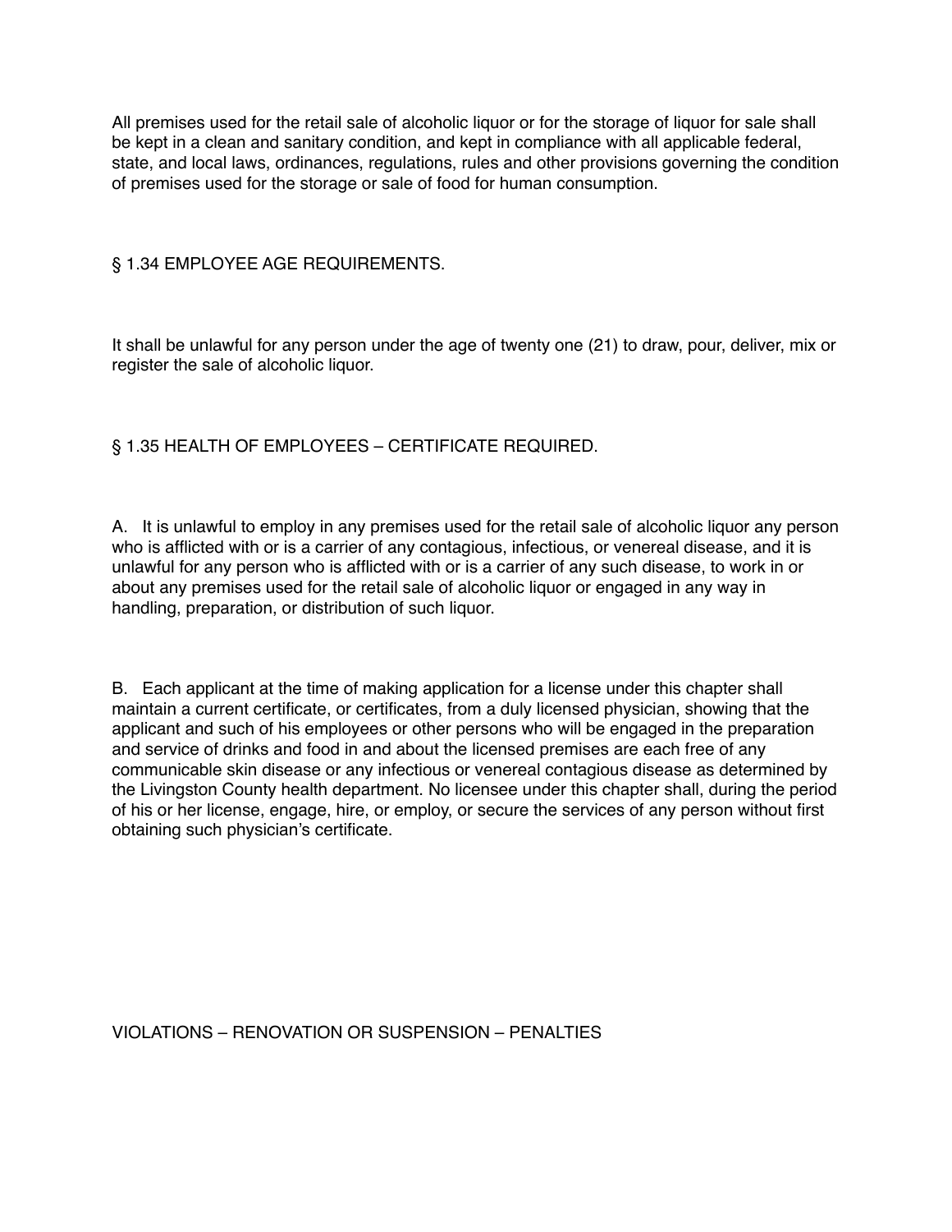All premises used for the retail sale of alcoholic liquor or for the storage of liquor for sale shall be kept in a clean and sanitary condition, and kept in compliance with all applicable federal, state, and local laws, ordinances, regulations, rules and other provisions governing the condition of premises used for the storage or sale of food for human consumption.

## § 1.34 EMPLOYEE AGE REQUIREMENTS.

It shall be unlawful for any person under the age of twenty one (21) to draw, pour, deliver, mix or register the sale of alcoholic liquor.

## § 1.35 HEALTH OF EMPLOYEES – CERTIFICATE REQUIRED.

A. It is unlawful to employ in any premises used for the retail sale of alcoholic liquor any person who is afflicted with or is a carrier of any contagious, infectious, or venereal disease, and it is unlawful for any person who is afflicted with or is a carrier of any such disease, to work in or about any premises used for the retail sale of alcoholic liquor or engaged in any way in handling, preparation, or distribution of such liquor.

B. Each applicant at the time of making application for a license under this chapter shall maintain a current certificate, or certificates, from a duly licensed physician, showing that the applicant and such of his employees or other persons who will be engaged in the preparation and service of drinks and food in and about the licensed premises are each free of any communicable skin disease or any infectious or venereal contagious disease as determined by the Livingston County health department. No licensee under this chapter shall, during the period of his or her license, engage, hire, or employ, or secure the services of any person without first obtaining such physician's certificate.

## VIOLATIONS – RENOVATION OR SUSPENSION – PENALTIES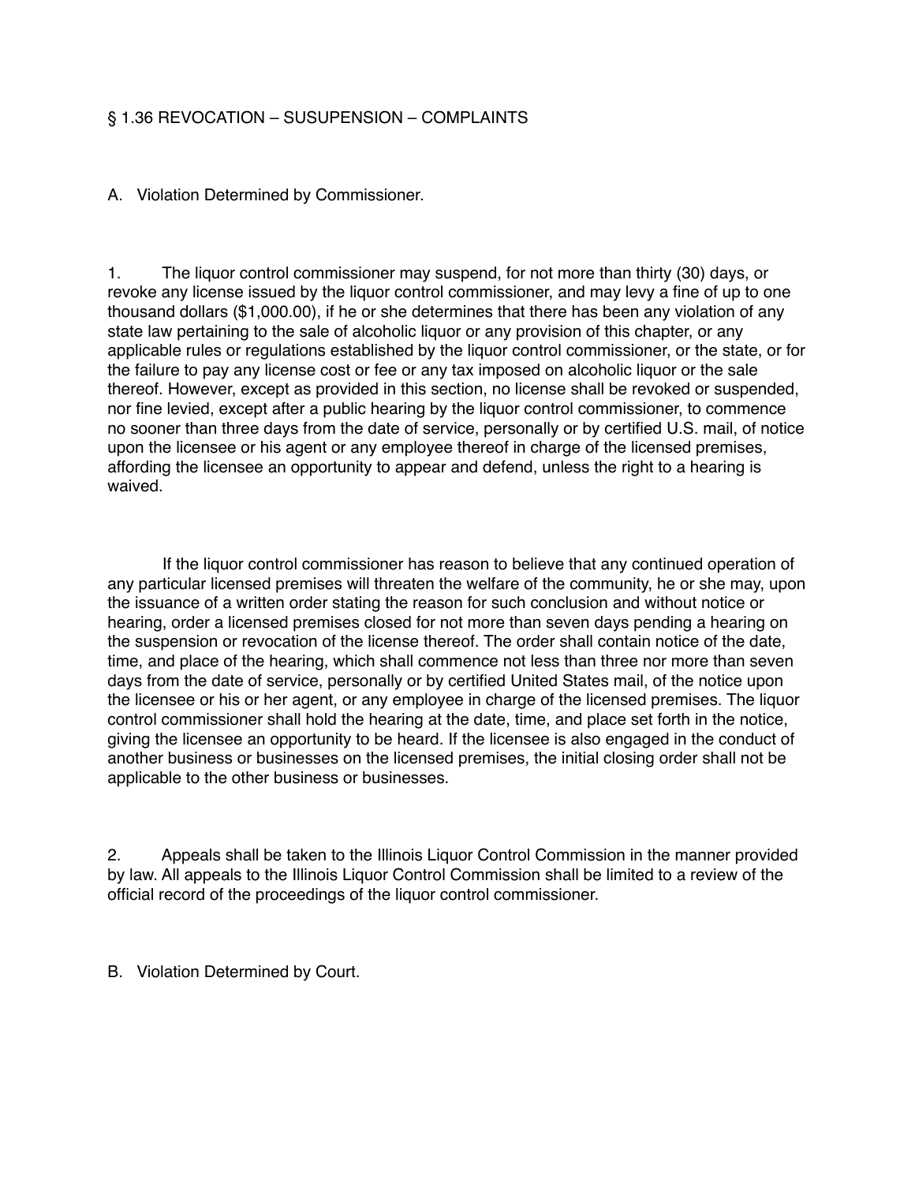## § 1.36 REVOCATION – SUSUPENSION – COMPLAINTS

### A. Violation Determined by Commissioner.

1. The liquor control commissioner may suspend, for not more than thirty (30) days, or revoke any license issued by the liquor control commissioner, and may levy a fine of up to one thousand dollars ($1,000.00), if he or she determines that there has been any violation of any state law pertaining to the sale of alcoholic liquor or any provision of this chapter, or any applicable rules or regulations established by the liquor control commissioner, or the state, or for the failure to pay any license cost or fee or any tax imposed on alcoholic liquor or the sale thereof. However, except as provided in this section, no license shall be revoked or suspended, nor fine levied, except after a public hearing by the liquor control commissioner, to commence no sooner than three days from the date of service, personally or by certified U.S. mail, of notice upon the licensee or his agent or any employee thereof in charge of the licensed premises, affording the licensee an opportunity to appear and defend, unless the right to a hearing is waived.

   If the liquor control commissioner has reason to believe that any continued operation of any particular licensed premises will threaten the welfare of the community, he or she may, upon the issuance of a written order stating the reason for such conclusion and without notice or hearing, order a licensed premises closed for not more than seven days pending a hearing on the suspension or revocation of the license thereof. The order shall contain notice of the date, time, and place of the hearing, which shall commence not less than three nor more than seven days from the date of service, personally or by certified United States mail, of the notice upon the licensee or his or her agent, or any employee in charge of the licensed premises. The liquor control commissioner shall hold the hearing at the date, time, and place set forth in the notice, giving the licensee an opportunity to be heard. If the licensee is also engaged in the conduct of another business or businesses on the licensed premises, the initial closing order shall not be applicable to the other business or businesses.

2. Appeals shall be taken to the Illinois Liquor Control Commission in the manner provided by law. All appeals to the Illinois Liquor Control Commission shall be limited to a review of the official record of the proceedings of the liquor control commissioner.

### B. Violation Determined by Court.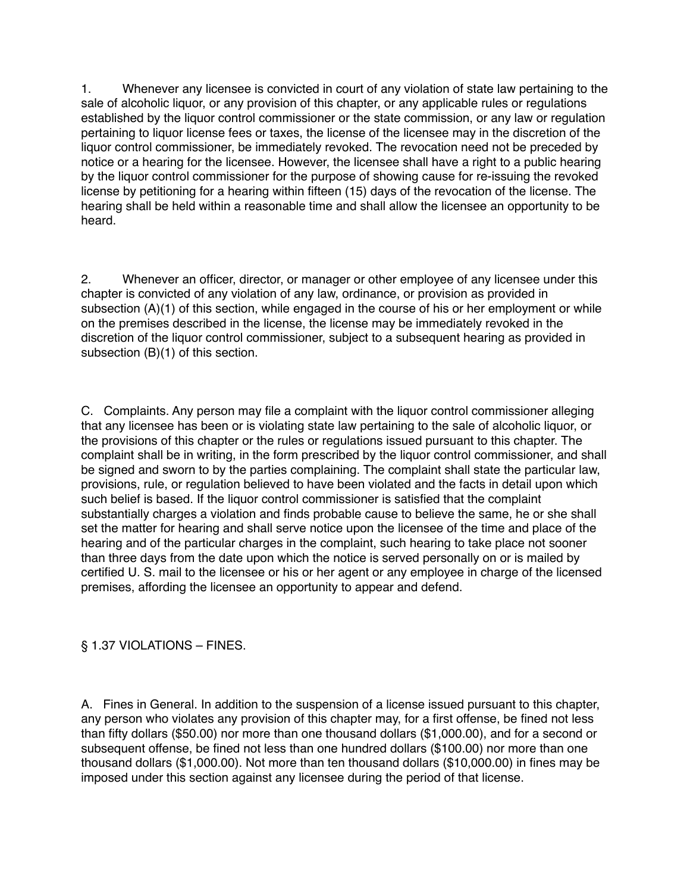1. Whenever any licensee is convicted in court of any violation of state law pertaining to the sale of alcoholic liquor, or any provision of this chapter, or any applicable rules or regulations established by the liquor control commissioner or the state commission, or any law or regulation pertaining to liquor license fees or taxes, the license of the licensee may in the discretion of the liquor control commissioner, be immediately revoked. The revocation need not be preceded by notice or a hearing for the licensee. However, the licensee shall have a right to a public hearing by the liquor control commissioner for the purpose of showing cause for re-issuing the revoked license by petitioning for a hearing within fifteen (15) days of the revocation of the license. The hearing shall be held within a reasonable time and shall allow the licensee an opportunity to be heard.

2. Whenever an officer, director, or manager or other employee of any licensee under this chapter is convicted of any violation of any law, ordinance, or provision as provided in subsection (A)(1) of this section, while engaged in the course of his or her employment or while on the premises described in the license, the license may be immediately revoked in the discretion of the liquor control commissioner, subject to a subsequent hearing as provided in subsection (B)(1) of this section.

C. Complaints. Any person may file a complaint with the liquor control commissioner alleging that any licensee has been or is violating state law pertaining to the sale of alcoholic liquor, or the provisions of this chapter or the rules or regulations issued pursuant to this chapter. The complaint shall be in writing, in the form prescribed by the liquor control commissioner, and shall be signed and sworn to by the parties complaining. The complaint shall state the particular law, provisions, rule, or regulation believed to have been violated and the facts in detail upon which such belief is based. If the liquor control commissioner is satisfied that the complaint substantially charges a violation and finds probable cause to believe the same, he or she shall set the matter for hearing and shall serve notice upon the licensee of the time and place of the hearing and of the particular charges in the complaint, such hearing to take place not sooner than three days from the date upon which the notice is served personally on or is mailed by certified U. S. mail to the licensee or his or her agent or any employee in charge of the licensed premises, affording the licensee an opportunity to appear and defend.

§ 1.37 VIOLATIONS – FINES.

A. Fines in General. In addition to the suspension of a license issued pursuant to this chapter, any person who violates any provision of this chapter may, for a first offense, be fined not less than fifty dollars ($50.00) nor more than one thousand dollars ($1,000.00), and for a second or subsequent offense, be fined not less than one hundred dollars ($100.00) nor more than one thousand dollars ($1,000.00). Not more than ten thousand dollars ($10,000.00) in fines may be imposed under this section against any licensee during the period of that license.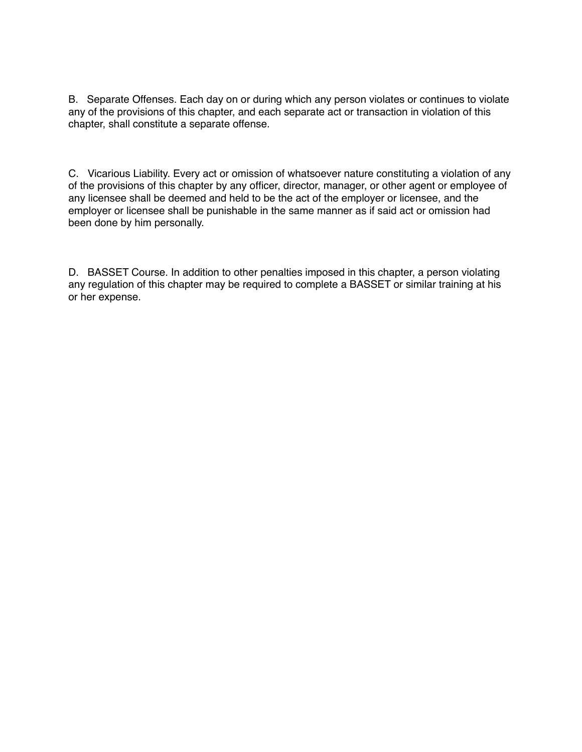B. Separate Offenses. Each day on or during which any person violates or continues to violate any of the provisions of this chapter, and each separate act or transaction in violation of this chapter, shall constitute a separate offense.

C. Vicarious Liability. Every act or omission of whatsoever nature constituting a violation of any of the provisions of this chapter by any officer, director, manager, or other agent or employee of any licensee shall be deemed and held to be the act of the employer or licensee, and the employer or licensee shall be punishable in the same manner as if said act or omission had been done by him personally.

D. BASSET Course. In addition to other penalties imposed in this chapter, a person violating any regulation of this chapter may be required to complete a BASSET or similar training at his or her expense.